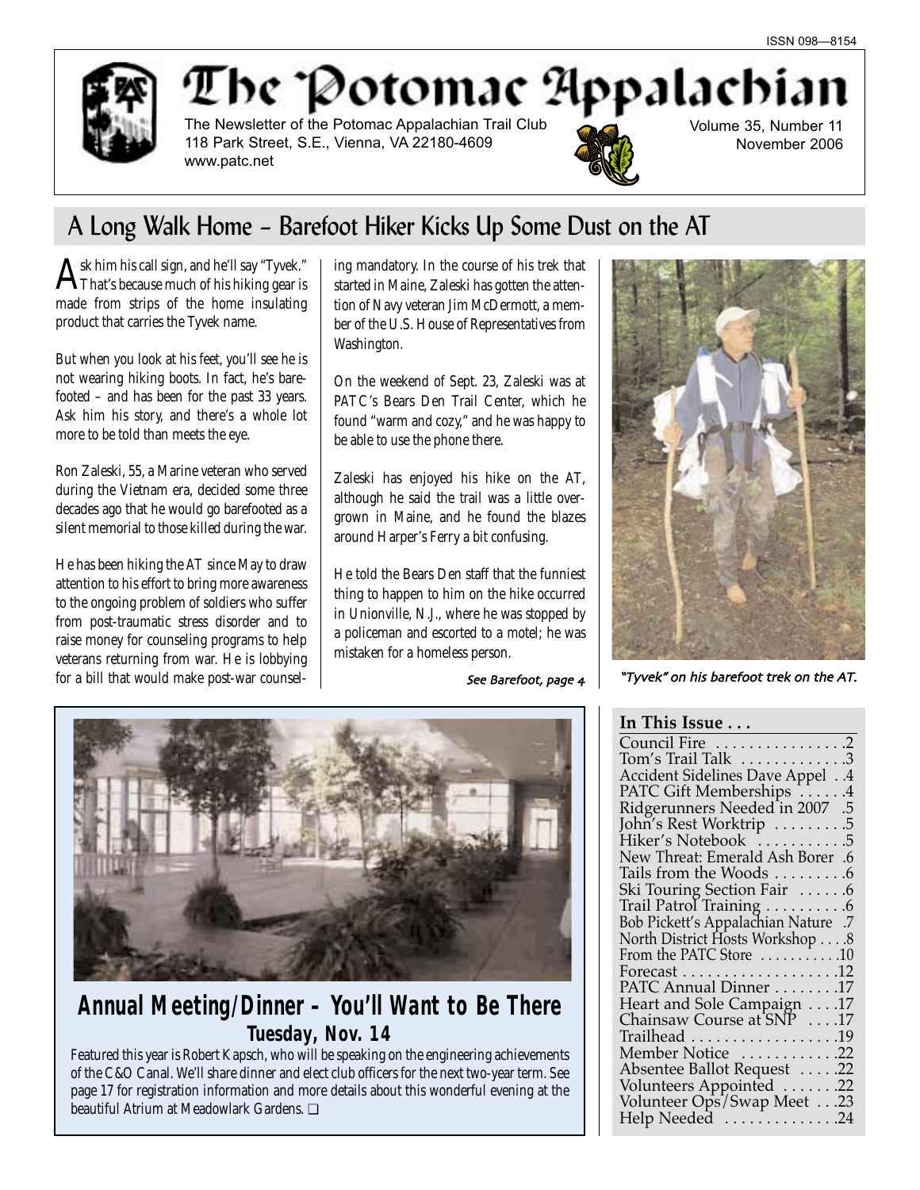ISSN 098—8154

# The Potomac Appalachian

The Newsletter of the Potomac Appalachian Trail Club
118 Park Street, S.E., Vienna, VA 22180-4609
www.patc.net

Volume 35, Number 11
November 2006

## A Long Walk Home – Barefoot Hiker Kicks Up Some Dust on the AT

Ask him his call sign, and he'll say "Tyvek." That's because much of his hiking gear is made from strips of the home insulating product that carries the Tyvek name.

But when you look at his feet, you'll see he is not wearing hiking boots. In fact, he's barefooted – and has been for the past 33 years. Ask him his story, and there's a whole lot more to be told than meets the eye.

Ron Zaleski, 55, a Marine veteran who served during the Vietnam era, decided some three decades ago that he would go barefooted as a silent memorial to those killed during the war.

He has been hiking the AT since May to draw attention to his effort to bring more awareness to the ongoing problem of soldiers who suffer from post-traumatic stress disorder and to raise money for counseling programs to help veterans returning from war. He is lobbying for a bill that would make post-war counseling mandatory. In the course of his trek that started in Maine, Zaleski has gotten the attention of Navy veteran Jim McDermott, a member of the U.S. House of Representatives from Washington.

On the weekend of Sept. 23, Zaleski was at PATC's Bears Den Trail Center, which he found "warm and cozy," and he was happy to be able to use the phone there.

Zaleski has enjoyed his hike on the AT, although he said the trail was a little overgrown in Maine, and he found the blazes around Harper's Ferry a bit confusing.

He told the Bears Den staff that the funniest thing to happen to him on the hike occurred in Unionville, N.J., where he was stopped by a policeman and escorted to a motel; he was mistaken for a homeless person.

*See Barefoot, page 4*

*"Tyvek" on his barefoot trek on the AT.*

## Annual Meeting/Dinner – You'll Want to Be There

### Tuesday, Nov. 14

Featured this year is Robert Kapsch, who will be speaking on the engineering achievements of the C&O Canal. We'll share dinner and elect club officers for the next two-year term. See page 17 for registration information and more details about this wonderful evening at the beautiful Atrium at Meadowlark Gardens. ❑

### In This Issue . . .

- Council Fire . . . 2
- Tom's Trail Talk . . . 3
- Accident Sidelines Dave Appel . . 4
- PATC Gift Memberships . . . 4
- Ridgerunners Needed in 2007 . . 5
- John's Rest Worktrip . . . 5
- Hiker's Notebook . . . 5
- New Threat: Emerald Ash Borer . 6
- Tails from the Woods . . . 6
- Ski Touring Section Fair . . . 6
- Trail Patrol Training . . . 6
- Bob Pickett's Appalachian Nature . 7
- North District Hosts Workshop . . . 8
- From the PATC Store . . . 10
- Forecast . . . 12
- PATC Annual Dinner . . . 17
- Heart and Sole Campaign . . . 17
- Chainsaw Course at SNP . . . 17
- Trailhead . . . 19
- Member Notice . . . 22
- Absentee Ballot Request . . . 22
- Volunteers Appointed . . . 22
- Volunteer Ops/Swap Meet . . . 23
- Help Needed . . . 24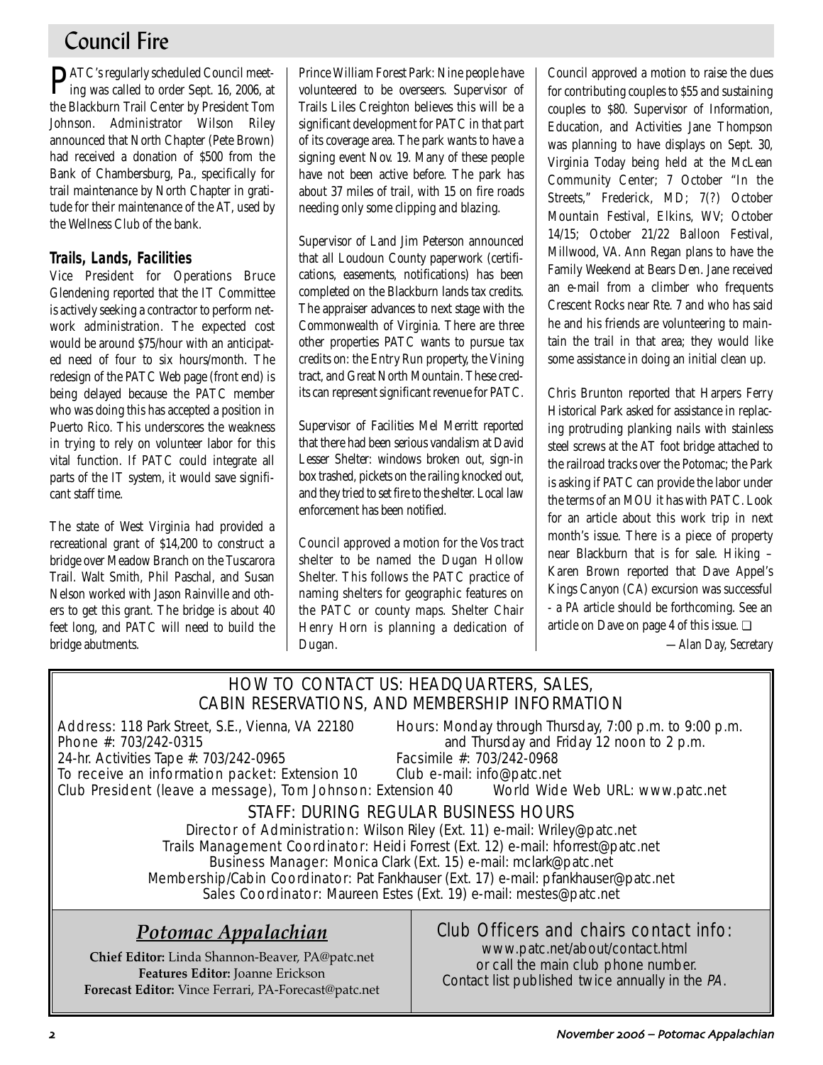# Council Fire

PATC's regularly scheduled Council meeting was called to order Sept. 16, 2006, at the Blackburn Trail Center by President Tom Johnson. Administrator Wilson Riley announced that North Chapter (Pete Brown) had received a donation of $500 from the Bank of Chambersburg, Pa., specifically for trail maintenance by North Chapter in gratitude for their maintenance of the AT, used by the Wellness Club of the bank.

### Trails, Lands, Facilities

Vice President for Operations Bruce Glendening reported that the IT Committee is actively seeking a contractor to perform network administration. The expected cost would be around $75/hour with an anticipated need of four to six hours/month. The redesign of the PATC Web page (front end) is being delayed because the PATC member who was doing this has accepted a position in Puerto Rico. This underscores the weakness in trying to rely on volunteer labor for this vital function. If PATC could integrate all parts of the IT system, it would save significant staff time.

The state of West Virginia had provided a recreational grant of $14,200 to construct a bridge over Meadow Branch on the Tuscarora Trail. Walt Smith, Phil Paschal, and Susan Nelson worked with Jason Rainville and others to get this grant. The bridge is about 40 feet long, and PATC will need to build the bridge abutments.

Prince William Forest Park: Nine people have volunteered to be overseers. Supervisor of Trails Liles Creighton believes this will be a significant development for PATC in that part of its coverage area. The park wants to have a signing event Nov. 19. Many of these people have not been active before. The park has about 37 miles of trail, with 15 on fire roads needing only some clipping and blazing.

Supervisor of Land Jim Peterson announced that all Loudoun County paperwork (certifications, easements, notifications) has been completed on the Blackburn lands tax credits. The appraiser advances to next stage with the Commonwealth of Virginia. There are three other properties PATC wants to pursue tax credits on: the Entry Run property, the Vining tract, and Great North Mountain. These credits can represent significant revenue for PATC.

Supervisor of Facilities Mel Merritt reported that there had been serious vandalism at David Lesser Shelter: windows broken out, sign-in box trashed, pickets on the railing knocked out, and they tried to set fire to the shelter. Local law enforcement has been notified.

Council approved a motion for the Vos tract shelter to be named the Dugan Hollow Shelter. This follows the PATC practice of naming shelters for geographic features on the PATC or county maps. Shelter Chair Henry Horn is planning a dedication of Dugan.

Council approved a motion to raise the dues for contributing couples to $55 and sustaining couples to $80. Supervisor of Information, Education, and Activities Jane Thompson was planning to have displays on Sept. 30, Virginia Today being held at the McLean Community Center; 7 October "In the Streets," Frederick, MD; 7(?) October Mountain Festival, Elkins, WV; October 14/15; October 21/22 Balloon Festival, Millwood, VA. Ann Regan plans to have the Family Weekend at Bears Den. Jane received an e-mail from a climber who frequents Crescent Rocks near Rte. 7 and who has said he and his friends are volunteering to maintain the trail in that area; they would like some assistance in doing an initial clean up.

Chris Brunton reported that Harpers Ferry Historical Park asked for assistance in replacing protruding planking nails with stainless steel screws at the AT foot bridge attached to the railroad tracks over the Potomac; the Park is asking if PATC can provide the labor under the terms of an MOU it has with PATC. Look for an article about this work trip in next month's issue. There is a piece of property near Blackburn that is for sale. Hiking – Karen Brown reported that Dave Appel's Kings Canyon (CA) excursion was successful - a PA article should be forthcoming. See an article on Dave on page 4 of this issue. ❑

*—Alan Day, Secretary*

## HOW TO CONTACT US: HEADQUARTERS, SALES, CABIN RESERVATIONS, AND MEMBERSHIP INFORMATION

Address: 118 Park Street, S.E., Vienna, VA 22180
Hours: Monday through Thursday, 7:00 p.m. to 9:00 p.m. and Thursday and Friday 12 noon to 2 p.m.
Phone #: 703/242-0315
24-hr. Activities Tape #: 703/242-0965
Facsimile #: 703/242-0968
To receive an information packet: Extension 10
Club e-mail: info@patc.net
Club President (leave a message), Tom Johnson: Extension 40
World Wide Web URL: www.patc.net

### STAFF: DURING REGULAR BUSINESS HOURS

Director of Administration: Wilson Riley (Ext. 11) e-mail: Wriley@patc.net
Trails Management Coordinator: Heidi Forrest (Ext. 12) e-mail: hforrest@patc.net
Business Manager: Monica Clark (Ext. 15) e-mail: mclark@patc.net
Membership/Cabin Coordinator: Pat Fankhauser (Ext. 17) e-mail: pfankhauser@patc.net
Sales Coordinator: Maureen Estes (Ext. 19) e-mail: mestes@patc.net

## *Potomac Appalachian*

**Chief Editor:** Linda Shannon-Beaver, PA@patc.net
**Features Editor:** Joanne Erickson
**Forecast Editor:** Vince Ferrari, PA-Forecast@patc.net

### Club Officers and chairs contact info:

www.patc.net/about/contact.html
or call the main club phone number.
Contact list published twice annually in the *PA*.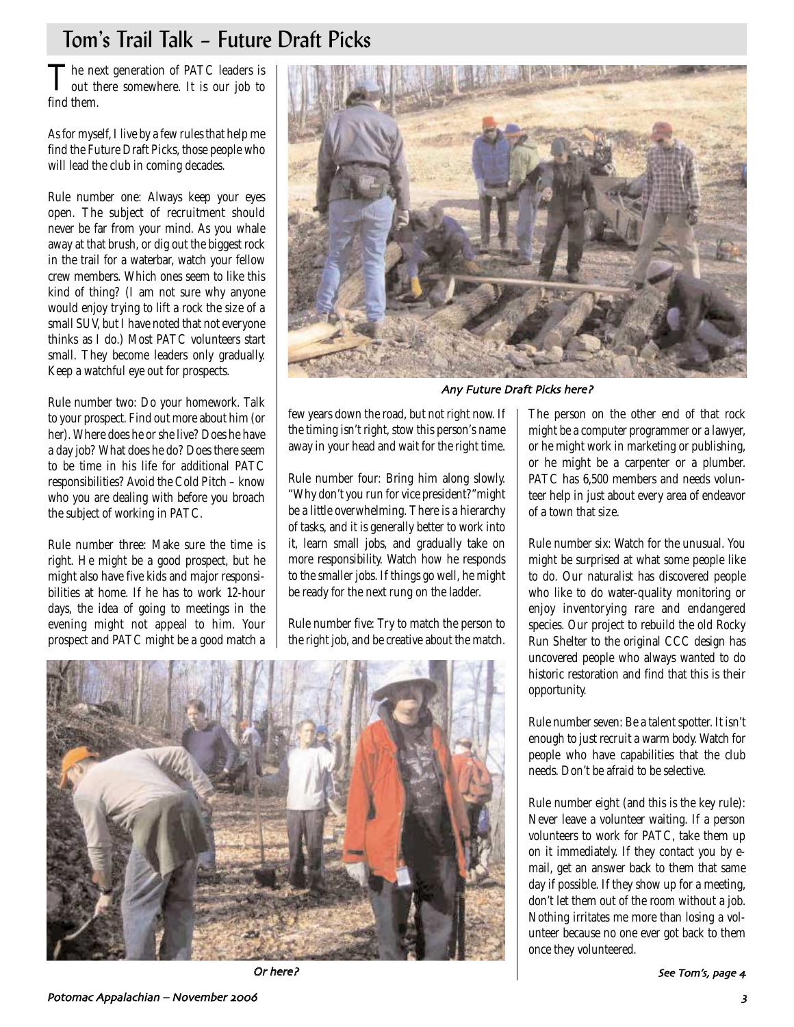# Tom's Trail Talk – Future Draft Picks

The next generation of PATC leaders is out there somewhere. It is our job to find them.

As for myself, I live by a few rules that help me find the Future Draft Picks, those people who will lead the club in coming decades.

Rule number one: Always keep your eyes open. The subject of recruitment should never be far from your mind. As you whale away at that brush, or dig out the biggest rock in the trail for a waterbar, watch your fellow crew members. Which ones seem to like this kind of thing? (I am not sure why anyone would enjoy trying to lift a rock the size of a small SUV, but I have noted that not everyone thinks as I do.) Most PATC volunteers start small. They become leaders only gradually. Keep a watchful eye out for prospects.

Rule number two: Do your homework. Talk to your prospect. Find out more about him (or her). Where does he or she live? Does he have a day job? What does he do? Does there seem to be time in his life for additional PATC responsibilities? Avoid the Cold Pitch – know who you are dealing with before you broach the subject of working in PATC.

Rule number three: Make sure the time is right. He might be a good prospect, but he might also have five kids and major responsibilities at home. If he has to work 12-hour days, the idea of going to meetings in the evening might not appeal to him. Your prospect and PATC might be a good match a few years down the road, but not right now. If the timing isn't right, stow this person's name away in your head and wait for the right time.

*Any Future Draft Picks here?*

Rule number four: Bring him along slowly. "Why don't you run for vice president?" might be a little overwhelming. There is a hierarchy of tasks, and it is generally better to work into it, learn small jobs, and gradually take on more responsibility. Watch how he responds to the smaller jobs. If things go well, he might be ready for the next rung on the ladder.

Rule number five: Try to match the person to the right job, and be creative about the match. The person on the other end of that rock might be a computer programmer or a lawyer, or he might work in marketing or publishing, or he might be a carpenter or a plumber. PATC has 6,500 members and needs volunteer help in just about every area of endeavor of a town that size.

Rule number six: Watch for the unusual. You might be surprised at what some people like to do. Our naturalist has discovered people who like to do water-quality monitoring or enjoy inventorying rare and endangered species. Our project to rebuild the old Rocky Run Shelter to the original CCC design has uncovered people who always wanted to do historic restoration and find that this is their opportunity.

Rule number seven: Be a talent spotter. It isn't enough to just recruit a warm body. Watch for people who have capabilities that the club needs. Don't be afraid to be selective.

Rule number eight (and this is the key rule): Never leave a volunteer waiting. If a person volunteers to work for PATC, take them up on it immediately. If they contact you by e-mail, get an answer back to them that same day if possible. If they show up for a meeting, don't let them out of the room without a job. Nothing irritates me more than losing a volunteer because no one ever got back to them once they volunteered.

*Or here?*

*See Tom's, page 4*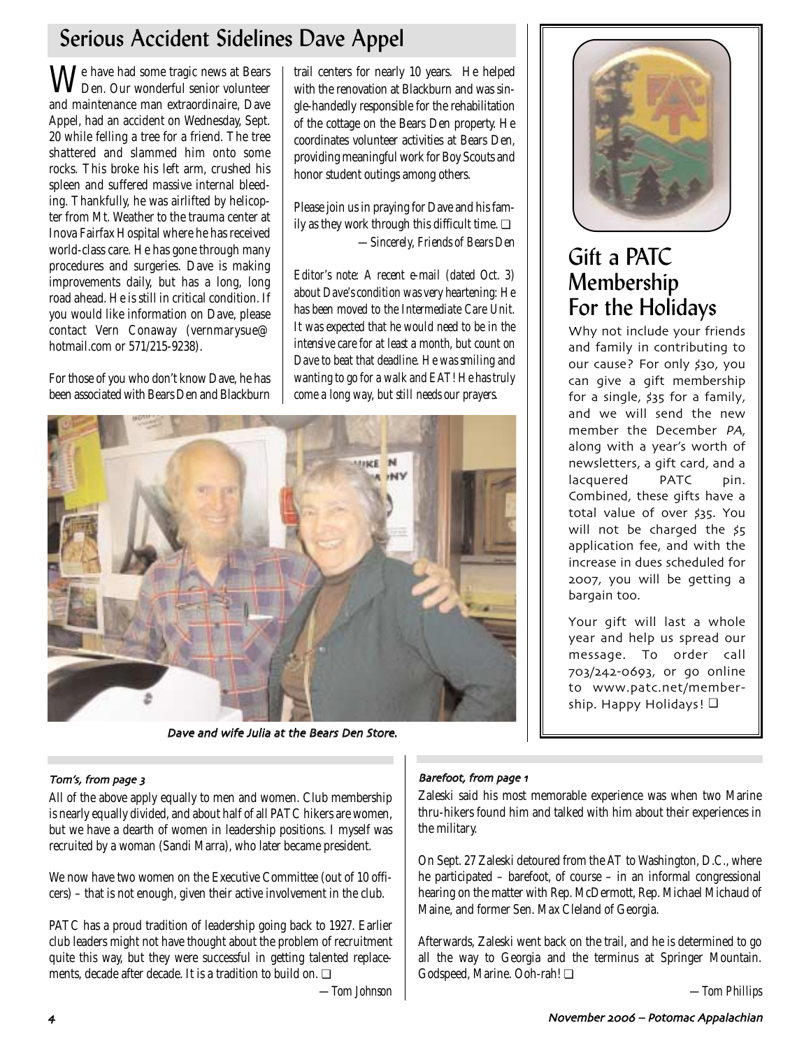## Serious Accident Sidelines Dave Appel

We have had some tragic news at Bears Den. Our wonderful senior volunteer and maintenance man extraordinaire, Dave Appel, had an accident on Wednesday, Sept. 20 while felling a tree for a friend. The tree shattered and slammed him onto some rocks. This broke his left arm, crushed his spleen and suffered massive internal bleeding. Thankfully, he was airlifted by helicopter from Mt. Weather to the trauma center at Inova Fairfax Hospital where he has received world-class care. He has gone through many procedures and surgeries. Dave is making improvements daily, but has a long, long road ahead. He is still in critical condition. If you would like information on Dave, please contact Vern Conaway (vernmarysue@hotmail.com or 571/215-9238).

For those of you who don't know Dave, he has been associated with Bears Den and Blackburn trail centers for nearly 10 years. He helped with the renovation at Blackburn and was single-handedly responsible for the rehabilitation of the cottage on the Bears Den property. He coordinates volunteer activities at Bears Den, providing meaningful work for Boy Scouts and honor student outings among others.

Please join us in praying for Dave and his family as they work through this difficult time. ❑

*—Sincerely, Friends of Bears Den*

*Editor's note: A recent e-mail (dated Oct. 3) about Dave's condition was very heartening: He has been moved to the Intermediate Care Unit. It was expected that he would need to be in the intensive care for at least a month, but count on Dave to beat that deadline. He was smiling and wanting to go for a walk and EAT! He has truly come a long way, but still needs our prayers.*

*Dave and wife Julia at the Bears Den Store.*

## Gift a PATC Membership For the Holidays

Why not include your friends and family in contributing to our cause? For only $30, you can give a gift membership for a single, $35 for a family, and we will send the new member the December *PA*, along with a year's worth of newsletters, a gift card, and a lacquered PATC pin. Combined, these gifts have a total value of over $35. You will not be charged the $5 application fee, and with the increase in dues scheduled for 2007, you will be getting a bargain too.

Your gift will last a whole year and help us spread our message. To order call 703/242-0693, or go online to www.patc.net/membership. Happy Holidays! ❑

---

*Tom's, from page 3*

All of the above apply equally to men and women. Club membership is nearly equally divided, and about half of all PATC hikers are women, but we have a dearth of women in leadership positions. I myself was recruited by a woman (Sandi Marra), who later became president.

We now have two women on the Executive Committee (out of 10 officers) – that is not enough, given their active involvement in the club.

PATC has a proud tradition of leadership going back to 1927. Earlier club leaders might not have thought about the problem of recruitment quite this way, but they were successful in getting talented replacements, decade after decade. It is a tradition to build on. ❑

*—Tom Johnson*

*Barefoot, from page 1*

Zaleski said his most memorable experience was when two Marine thru-hikers found him and talked with him about their experiences in the military.

On Sept. 27 Zaleski detoured from the AT to Washington, D.C., where he participated – barefoot, of course – in an informal congressional hearing on the matter with Rep. McDermott, Rep. Michael Michaud of Maine, and former Sen. Max Cleland of Georgia.

Afterwards, Zaleski went back on the trail, and he is determined to go all the way to Georgia and the terminus at Springer Mountain. Godspeed, Marine. Ooh-rah! ❑

*—Tom Phillips*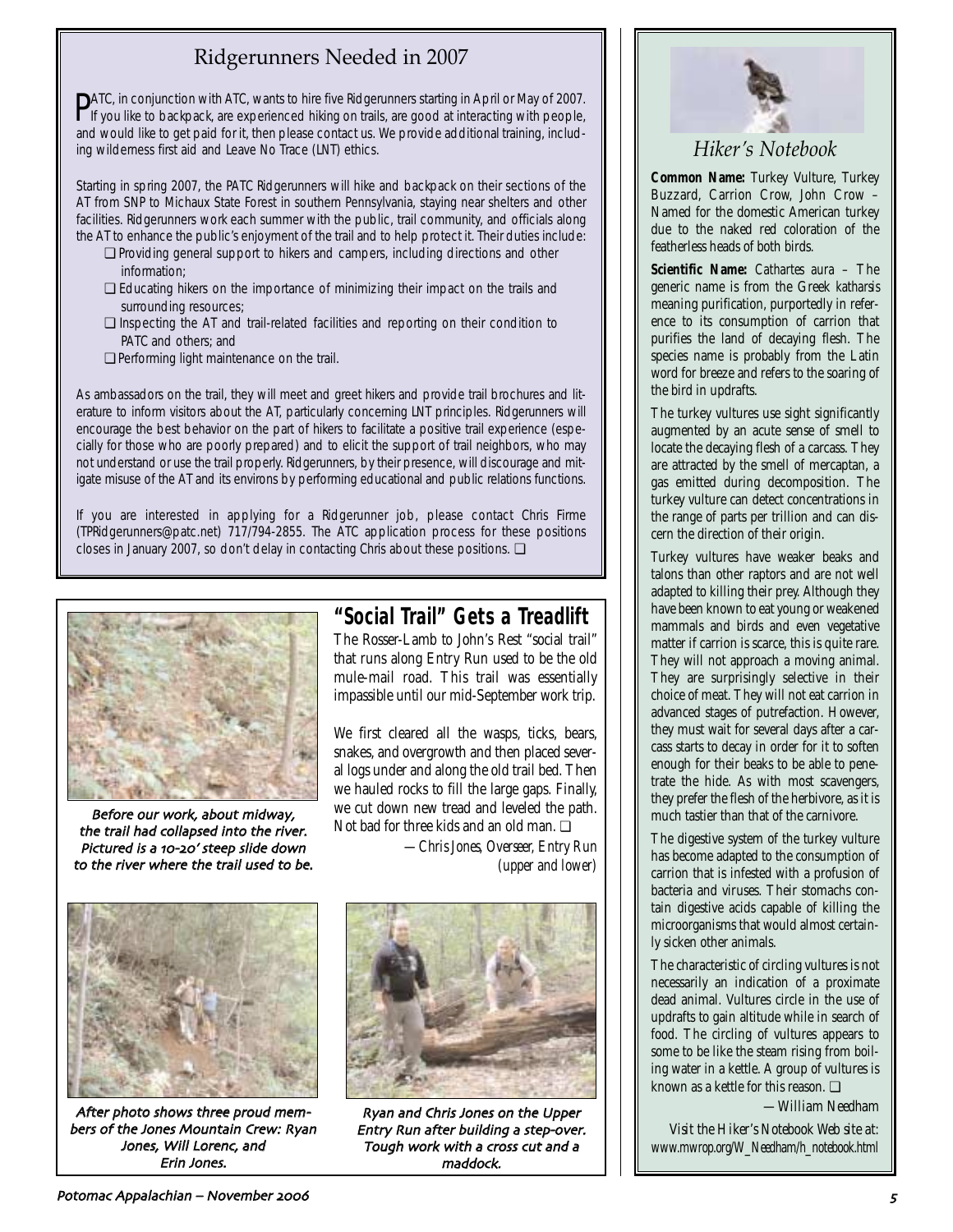## Ridgerunners Needed in 2007

PATC, in conjunction with ATC, wants to hire five Ridgerunners starting in April or May of 2007. If you like to backpack, are experienced hiking on trails, are good at interacting with people, and would like to get paid for it, then please contact us. We provide additional training, including wilderness first aid and Leave No Trace (LNT) ethics.

Starting in spring 2007, the PATC Ridgerunners will hike and backpack on their sections of the AT from SNP to Michaux State Forest in southern Pennsylvania, staying near shelters and other facilities. Ridgerunners work each summer with the public, trail community, and officials along the AT to enhance the public's enjoyment of the trail and to help protect it. Their duties include:

- ❑ Providing general support to hikers and campers, including directions and other information;
- ❑ Educating hikers on the importance of minimizing their impact on the trails and surrounding resources;
- ❑ Inspecting the AT and trail-related facilities and reporting on their condition to PATC and others; and
- ❑ Performing light maintenance on the trail.

As ambassadors on the trail, they will meet and greet hikers and provide trail brochures and literature to inform visitors about the AT, particularly concerning LNT principles. Ridgerunners will encourage the best behavior on the part of hikers to facilitate a positive trail experience (especially for those who are poorly prepared) and to elicit the support of trail neighbors, who may not understand or use the trail properly. Ridgerunners, by their presence, will discourage and mitigate misuse of the AT and its environs by performing educational and public relations functions.

If you are interested in applying for a Ridgerunner job, please contact Chris Firme (TPRidgerunners@patc.net) 717/794-2855. The ATC application process for these positions closes in January 2007, so don't delay in contacting Chris about these positions. ❑

## "Social Trail" Gets a Treadlift

The Rosser-Lamb to John's Rest "social trail" that runs along Entry Run used to be the old mule-mail road. This trail was essentially impassible until our mid-September work trip.

We first cleared all the wasps, ticks, bears, snakes, and overgrowth and then placed several logs under and along the old trail bed. Then we hauled rocks to fill the large gaps. Finally, we cut down new tread and leveled the path. Not bad for three kids and an old man. ❑

*—Chris Jones, Overseer, Entry Run (upper and lower)*

*Before our work, about midway, the trail had collapsed into the river. Pictured is a 10-20' steep slide down to the river where the trail used to be.*

*After photo shows three proud members of the Jones Mountain Crew: Ryan Jones, Will Lorenc, and Erin Jones.*

*Ryan and Chris Jones on the Upper Entry Run after building a step-over. Tough work with a cross cut and a maddock.*

## *Hiker's Notebook*

**Common Name:** Turkey Vulture, Turkey Buzzard, Carrion Crow, John Crow – Named for the domestic American turkey due to the naked red coloration of the featherless heads of both birds.

**Scientific Name:** *Cathartes aura* – The generic name is from the Greek *katharsis* meaning purification, purportedly in reference to its consumption of carrion that purifies the land of decaying flesh. The species name is probably from the Latin word for breeze and refers to the soaring of the bird in updrafts.

The turkey vultures use sight significantly augmented by an acute sense of smell to locate the decaying flesh of a carcass. They are attracted by the smell of mercaptan, a gas emitted during decomposition. The turkey vulture can detect concentrations in the range of parts per trillion and can discern the direction of their origin.

Turkey vultures have weaker beaks and talons than other raptors and are not well adapted to killing their prey. Although they have been known to eat young or weakened mammals and birds and even vegetative matter if carrion is scarce, this is quite rare. They will not approach a moving animal. They are surprisingly selective in their choice of meat. They will not eat carrion in advanced stages of putrefaction. However, they must wait for several days after a carcass starts to decay in order for it to soften enough for their beaks to be able to penetrate the hide. As with most scavengers, they prefer the flesh of the herbivore, as it is much tastier than that of the carnivore.

The digestive system of the turkey vulture has become adapted to the consumption of carrion that is infested with a profusion of bacteria and viruses. Their stomachs contain digestive acids capable of killing the microorganisms that would almost certainly sicken other animals.

The characteristic of circling vultures is not necessarily an indication of a proximate dead animal. Vultures circle in the use of updrafts to gain altitude while in search of food. The circling of vultures appears to some to be like the steam rising from boiling water in a kettle. A group of vultures is known as a kettle for this reason. ❑

*—William Needham*

*Visit the Hiker's Notebook Web site at: www.mwrop.org/W_Needham/h_notebook.html*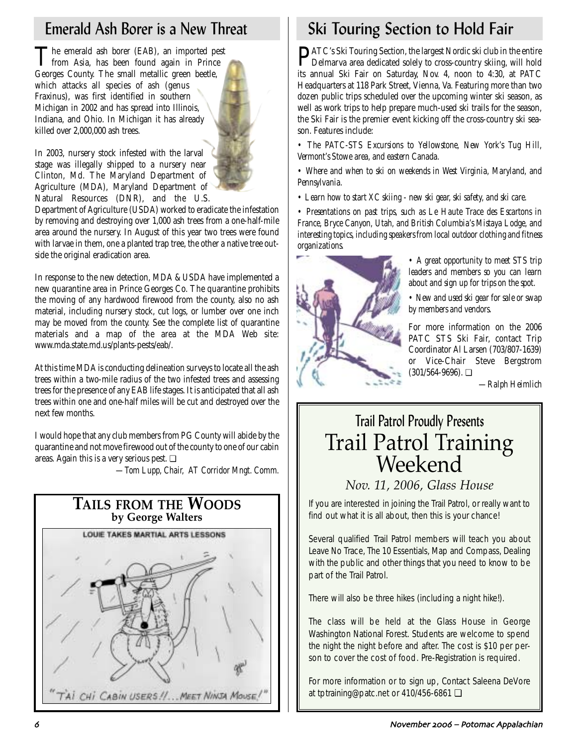## Emerald Ash Borer is a New Threat

The emerald ash borer (EAB), an imported pest from Asia, has been found again in Prince Georges County. The small metallic green beetle, which attacks all species of ash (genus Fraxinus), was first identified in southern Michigan in 2002 and has spread into Illinois, Indiana, and Ohio. In Michigan it has already killed over 2,000,000 ash trees.

In 2003, nursery stock infested with the larval stage was illegally shipped to a nursery near Clinton, Md. The Maryland Department of Agriculture (MDA), Maryland Department of Natural Resources (DNR), and the U.S. Department of Agriculture (USDA) worked to eradicate the infestation by removing and destroying over 1,000 ash trees from a one-half-mile area around the nursery. In August of this year two trees were found with larvae in them, one a planted trap tree, the other a native tree outside the original eradication area.

In response to the new detection, MDA & USDA have implemented a new quarantine area in Prince Georges Co. The quarantine prohibits the moving of any hardwood firewood from the county, also no ash material, including nursery stock, cut logs, or lumber over one inch may be moved from the county. See the complete list of quarantine materials and a map of the area at the MDA Web site: www.mda.state.md.us/plants-pests/eab/.

At this time MDA is conducting delineation surveys to locate all the ash trees within a two-mile radius of the two infested trees and assessing trees for the presence of any EAB life stages. It is anticipated that all ash trees within one and one-half miles will be cut and destroyed over the next few months.

I would hope that any club members from PG County will abide by the quarantine and not move firewood out of the county to one of our cabin areas. Again this is a very serious pest. ❏

*—Tom Lupp, Chair, AT Corridor Mngt. Comm.*

## TAILS FROM THE WOODS
**by George Walters**

LOUIE TAKES MARTIAL ARTS LESSONS

"TAI CHI CABIN USERS!!... MEET NINJA MOUSE!"

## Ski Touring Section to Hold Fair

PATC's Ski Touring Section, the largest Nordic ski club in the entire Delmarva area dedicated solely to cross-country skiing, will hold its annual Ski Fair on Saturday, Nov. 4, noon to 4:30, at PATC Headquarters at 118 Park Street, Vienna, Va. Featuring more than two dozen public trips scheduled over the upcoming winter ski season, as well as work trips to help prepare much-used ski trails for the season, the Ski Fair is the premier event kicking off the cross-country ski season. Features include:

• *The PATC-STS Excursions to Yellowstone, New York's Tug Hill, Vermont's Stowe area, and eastern Canada.*

• *Where and when to ski on weekends in West Virginia, Maryland, and Pennsylvania.*

• *Learn how to start XC skiing - new ski gear, ski safety, and ski care.*

• *Presentations on past trips, such as Le Haute Trace des Escartons in France, Bryce Canyon, Utah, and British Columbia's Mistaya Lodge, and interesting topics, including speakers from local outdoor clothing and fitness organizations.*

• *A great opportunity to meet STS trip leaders and members so you can learn about and sign up for trips on the spot.*

• *New and used ski gear for sale or swap by members and vendors.*

For more information on the 2006 PATC STS Ski Fair, contact Trip Coordinator Al Larsen (703/807-1639) or Vice-Chair Steve Bergstrom (301/564-9696). ❏

*—Ralph Heimlich*

### Trail Patrol Proudly Presents

# Trail Patrol Training Weekend

*Nov. 11, 2006, Glass House*

If you are interested in joining the Trail Patrol, or really want to find out what it is all about, then this is your chance!

Several qualified Trail Patrol members will teach you about Leave No Trace, The 10 Essentials, Map and Compass, Dealing with the public and other things that you need to know to be part of the Trail Patrol.

There will also be three hikes (including a night hike!).

The class will be held at the Glass House in George Washington National Forest. Students are welcome to spend the night the night before and after. The cost is $10 per person to cover the cost of food. Pre-Registration is required.

For more information or to sign up, Contact Saleena DeVore at tptraining@patc.net or 410/456-6861 ❏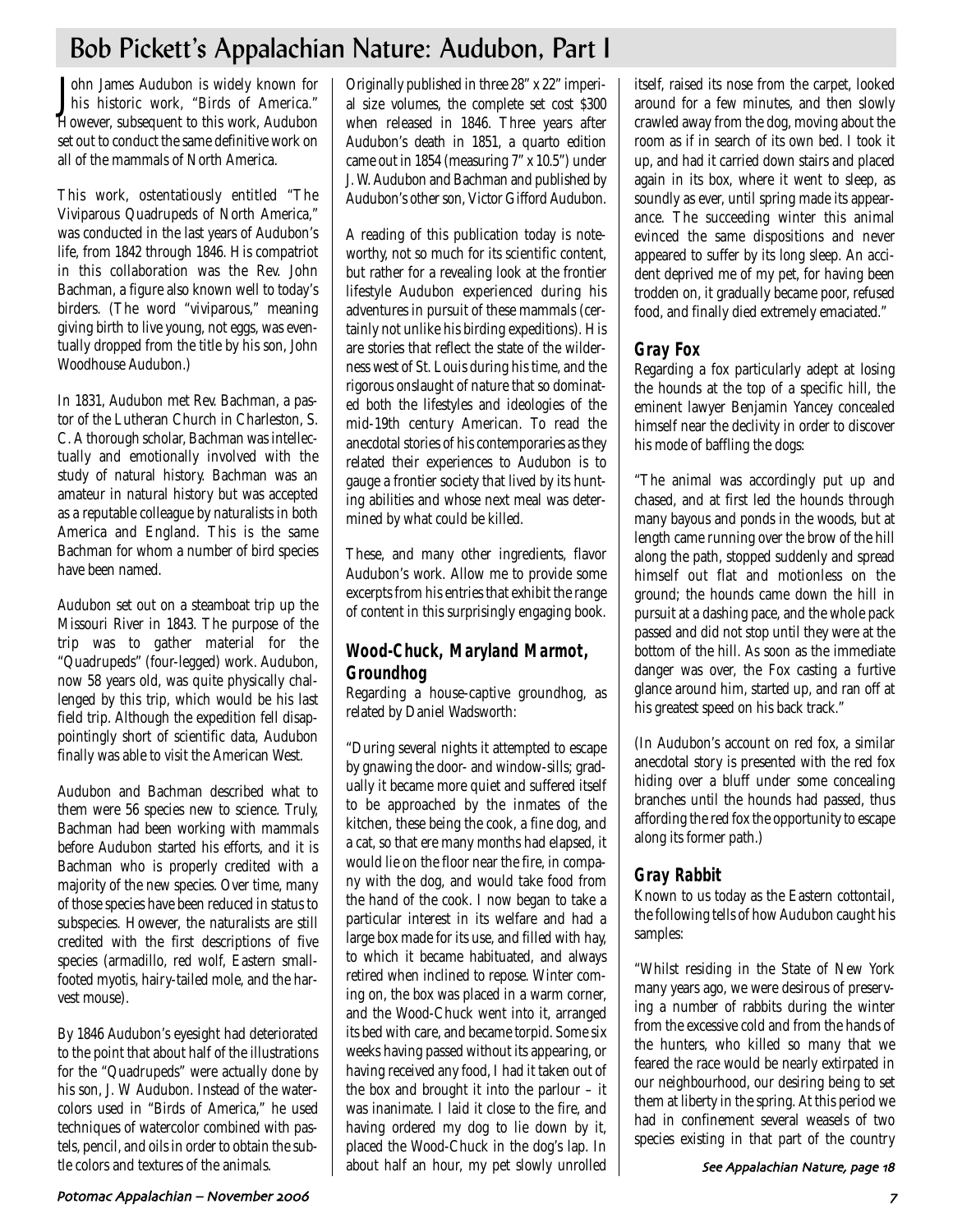# Bob Pickett's Appalachian Nature: Audubon, Part I

John James Audubon is widely known for his historic work, "Birds of America." However, subsequent to this work, Audubon set out to conduct the same definitive work on all of the mammals of North America.

This work, ostentatiously entitled "The Viviparous Quadrupeds of North America," was conducted in the last years of Audubon's life, from 1842 through 1846. His compatriot in this collaboration was the Rev. John Bachman, a figure also known well to today's birders. (The word "viviparous," meaning giving birth to live young, not eggs, was eventually dropped from the title by his son, John Woodhouse Audubon.)

In 1831, Audubon met Rev. Bachman, a pastor of the Lutheran Church in Charleston, S. C. A thorough scholar, Bachman was intellectually and emotionally involved with the study of natural history. Bachman was an amateur in natural history but was accepted as a reputable colleague by naturalists in both America and England. This is the same Bachman for whom a number of bird species have been named.

Audubon set out on a steamboat trip up the Missouri River in 1843. The purpose of the trip was to gather material for the "Quadrupeds" (four-legged) work. Audubon, now 58 years old, was quite physically challenged by this trip, which would be his last field trip. Although the expedition fell disappointingly short of scientific data, Audubon finally was able to visit the American West.

Audubon and Bachman described what to them were 56 species new to science. Truly, Bachman had been working with mammals before Audubon started his efforts, and it is Bachman who is properly credited with a majority of the new species. Over time, many of those species have been reduced in status to subspecies. However, the naturalists are still credited with the first descriptions of five species (armadillo, red wolf, Eastern small-footed myotis, hairy-tailed mole, and the harvest mouse).

By 1846 Audubon's eyesight had deteriorated to the point that about half of the illustrations for the "Quadrupeds" were actually done by his son, J. W Audubon. Instead of the watercolors used in "Birds of America," he used techniques of watercolor combined with pastels, pencil, and oils in order to obtain the subtle colors and textures of the animals.

Originally published in three 28" x 22" imperial size volumes, the complete set cost $300 when released in 1846. Three years after Audubon's death in 1851, a quarto edition came out in 1854 (measuring 7" x 10.5") under J. W. Audubon and Bachman and published by Audubon's other son, Victor Gifford Audubon.

A reading of this publication today is noteworthy, not so much for its scientific content, but rather for a revealing look at the frontier lifestyle Audubon experienced during his adventures in pursuit of these mammals (certainly not unlike his birding expeditions). His are stories that reflect the state of the wilderness west of St. Louis during his time, and the rigorous onslaught of nature that so dominated both the lifestyles and ideologies of the mid-19th century American. To read the anecdotal stories of his contemporaries as they related their experiences to Audubon is to gauge a frontier society that lived by its hunting abilities and whose next meal was determined by what could be killed.

These, and many other ingredients, flavor Audubon's work. Allow me to provide some excerpts from his entries that exhibit the range of content in this surprisingly engaging book.

## Wood-Chuck, Maryland Marmot, Groundhog

Regarding a house-captive groundhog, as related by Daniel Wadsworth:

"During several nights it attempted to escape by gnawing the door- and window-sills; gradually it became more quiet and suffered itself to be approached by the inmates of the kitchen, these being the cook, a fine dog, and a cat, so that ere many months had elapsed, it would lie on the floor near the fire, in company with the dog, and would take food from the hand of the cook. I now began to take a particular interest in its welfare and had a large box made for its use, and filled with hay, to which it became habituated, and always retired when inclined to repose. Winter coming on, the box was placed in a warm corner, and the Wood-Chuck went into it, arranged its bed with care, and became torpid. Some six weeks having passed without its appearing, or having received any food, I had it taken out of the box and brought it into the parlour – it was inanimate. I laid it close to the fire, and having ordered my dog to lie down by it, placed the Wood-Chuck in the dog's lap. In about half an hour, my pet slowly unrolled itself, raised its nose from the carpet, looked around for a few minutes, and then slowly crawled away from the dog, moving about the room as if in search of its own bed. I took it up, and had it carried down stairs and placed again in its box, where it went to sleep, as soundly as ever, until spring made its appearance. The succeeding winter this animal evinced the same dispositions and never appeared to suffer by its long sleep. An accident deprived me of my pet, for having been trodden on, it gradually became poor, refused food, and finally died extremely emaciated."

## Gray Fox

Regarding a fox particularly adept at losing the hounds at the top of a specific hill, the eminent lawyer Benjamin Yancey concealed himself near the declivity in order to discover his mode of baffling the dogs:

"The animal was accordingly put up and chased, and at first led the hounds through many bayous and ponds in the woods, but at length came running over the brow of the hill along the path, stopped suddenly and spread himself out flat and motionless on the ground; the hounds came down the hill in pursuit at a dashing pace, and the whole pack passed and did not stop until they were at the bottom of the hill. As soon as the immediate danger was over, the Fox casting a furtive glance around him, started up, and ran off at his greatest speed on his back track."

(In Audubon's account on red fox, a similar anecdotal story is presented with the red fox hiding over a bluff under some concealing branches until the hounds had passed, thus affording the red fox the opportunity to escape along its former path.)

## Gray Rabbit

Known to us today as the Eastern cottontail, the following tells of how Audubon caught his samples:

"Whilst residing in the State of New York many years ago, we were desirous of preserving a number of rabbits during the winter from the excessive cold and from the hands of the hunters, who killed so many that we feared the race would be nearly extirpated in our neighbourhood, our desiring being to set them at liberty in the spring. At this period we had in confinement several weasels of two species existing in that part of the country

*See Appalachian Nature, page 18*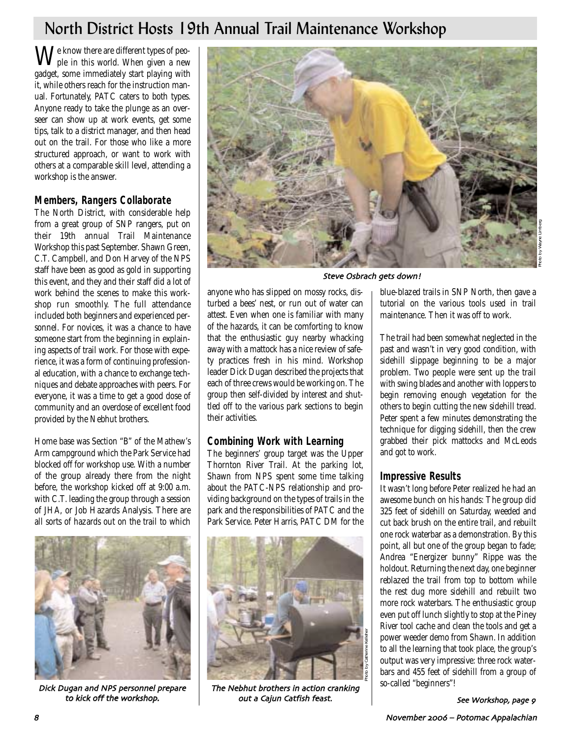# North District Hosts 19th Annual Trail Maintenance Workshop

We know there are different types of people in this world. When given a new gadget, some immediately start playing with it, while others reach for the instruction manual. Fortunately, PATC caters to both types. Anyone ready to take the plunge as an overseer can show up at work events, get some tips, talk to a district manager, and then head out on the trail. For those who like a more structured approach, or want to work with others at a comparable skill level, attending a workshop is the answer.

## Members, Rangers Collaborate

The North District, with considerable help from a great group of SNP rangers, put on their 19th annual Trail Maintenance Workshop this past September. Shawn Green, C.T. Campbell, and Don Harvey of the NPS staff have been as good as gold in supporting this event, and they and their staff did a lot of work behind the scenes to make this workshop run smoothly. The full attendance included both beginners and experienced personnel. For novices, it was a chance to have someone start from the beginning in explaining aspects of trail work. For those with experience, it was a form of continuing professional education, with a chance to exchange techniques and debate approaches with peers. For everyone, it was a time to get a good dose of community and an overdose of excellent food provided by the Nebhut brothers.

Home base was Section "B" of the Mathew's Arm campground which the Park Service had blocked off for workshop use. With a number of the group already there from the night before, the workshop kicked off at 9:00 a.m. with C.T. leading the group through a session of JHA, or Job Hazards Analysis. There are all sorts of hazards out on the trail to which anyone who has slipped on mossy rocks, disturbed a bees' nest, or run out of water can attest. Even when one is familiar with many of the hazards, it can be comforting to know that the enthusiastic guy nearby whacking away with a mattock has a nice review of safety practices fresh in his mind. Workshop leader Dick Dugan described the projects that each of three crews would be working on. The group then self-divided by interest and shuttled off to the various park sections to begin their activities.

*Dick Dugan and NPS personnel prepare to kick off the workshop.*

*Steve Osbrach gets down!*

Photo by Wayne Limberg

## Combining Work with Learning

The beginners' group target was the Upper Thornton River Trail. At the parking lot, Shawn from NPS spent some time talking about the PATC-NPS relationship and providing background on the types of trails in the park and the responsibilities of PATC and the Park Service. Peter Harris, PATC DM for the blue-blazed trails in SNP North, then gave a tutorial on the various tools used in trail maintenance. Then it was off to work.

*The Nebhut brothers in action cranking out a Cajun Catfish feast.*

Photo by Catherine Kelleher

The trail had been somewhat neglected in the past and wasn't in very good condition, with sidehill slippage beginning to be a major problem. Two people were sent up the trail with swing blades and another with loppers to begin removing enough vegetation for the others to begin cutting the new sidehill tread. Peter spent a few minutes demonstrating the technique for digging sidehill, then the crew grabbed their pick mattocks and McLeods and got to work.

## Impressive Results

It wasn't long before Peter realized he had an awesome bunch on his hands: The group did 325 feet of sidehill on Saturday, weeded and cut back brush on the entire trail, and rebuilt one rock waterbar as a demonstration. By this point, all but one of the group began to fade; Andrea "Energizer bunny" Rippe was the holdout. Returning the next day, one beginner reblazed the trail from top to bottom while the rest dug more sidehill and rebuilt two more rock waterbars. The enthusiastic group even put off lunch slightly to stop at the Piney River tool cache and clean the tools and get a power weeder demo from Shawn. In addition to all the learning that took place, the group's output was very impressive: three rock waterbars and 455 feet of sidehill from a group of so-called "beginners"!

*See Workshop, page 9*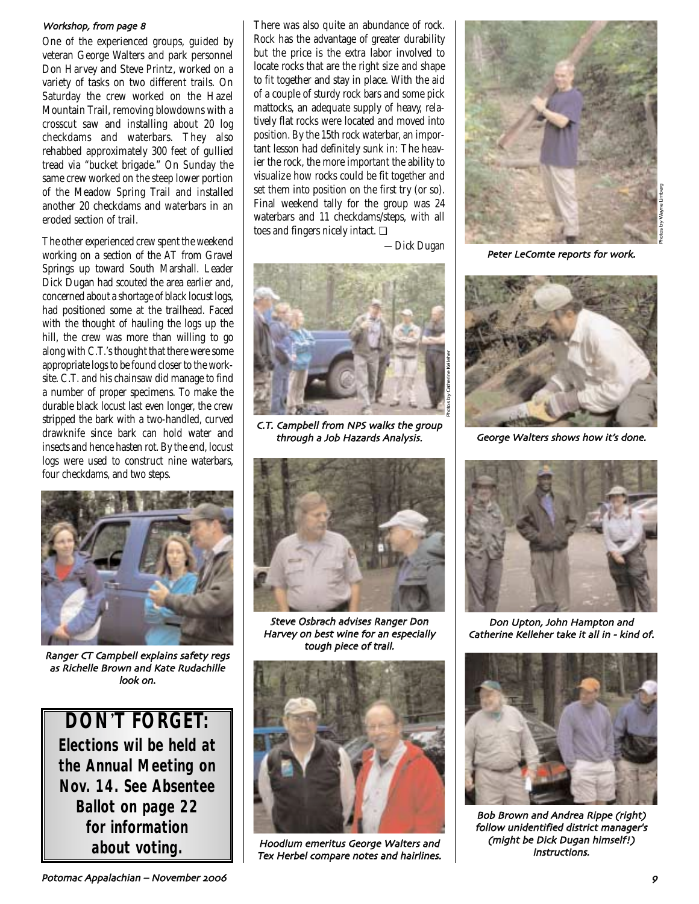*Workshop, from page 8*

One of the experienced groups, guided by veteran George Walters and park personnel Don Harvey and Steve Printz, worked on a variety of tasks on two different trails. On Saturday the crew worked on the Hazel Mountain Trail, removing blowdowns with a crosscut saw and installing about 20 log checkdams and waterbars. They also rehabbed approximately 300 feet of gullied tread via "bucket brigade." On Sunday the same crew worked on the steep lower portion of the Meadow Spring Trail and installed another 20 checkdams and waterbars in an eroded section of trail.

The other experienced crew spent the weekend working on a section of the AT from Gravel Springs up toward South Marshall. Leader Dick Dugan had scouted the area earlier and, concerned about a shortage of black locust logs, had positioned some at the trailhead. Faced with the thought of hauling the logs up the hill, the crew was more than willing to go along with C.T.'s thought that there were some appropriate logs to be found closer to the worksite. C.T. and his chainsaw did manage to find a number of proper specimens. To make the durable black locust last even longer, the crew stripped the bark with a two-handled, curved drawknife since bark can hold water and insects and hence hasten rot. By the end, locust logs were used to construct nine waterbars, four checkdams, and two steps.

There was also quite an abundance of rock. Rock has the advantage of greater durability but the price is the extra labor involved to locate rocks that are the right size and shape to fit together and stay in place. With the aid of a couple of sturdy rock bars and some pick mattocks, an adequate supply of heavy, relatively flat rocks were located and moved into position. By the 15th rock waterbar, an important lesson had definitely sunk in: The heavier the rock, the more important the ability to visualize how rocks could be fit together and set them into position on the first try (or so). Final weekend tally for the group was 24 waterbars and 11 checkdams/steps, with all toes and fingers nicely intact. ❑

—Dick Dugan

Ranger CT Campbell explains safety regs as Richelle Brown and Kate Rudachille look on.

C.T. Campbell from NPS walks the group through a Job Hazards Analysis.

Photos by Catherine Kelleher

Steve Osbrach advises Ranger Don Harvey on best wine for an especially tough piece of trail.

Hoodlum emeritus George Walters and Tex Herbel compare notes and hairlines.

Peter LeComte reports for work.

Photos by Wayne Limberg

George Walters shows how it's done.

Don Upton, John Hampton and Catherine Kelleher take it all in - kind of.

Bob Brown and Andrea Rippe (right) follow unidentified district manager's (might be Dick Dugan himself!) instructions.

**DON'T FORGET:**
**Elections wil be held at the Annual Meeting on Nov. 14. See Absentee Ballot on page 22 for information about voting.**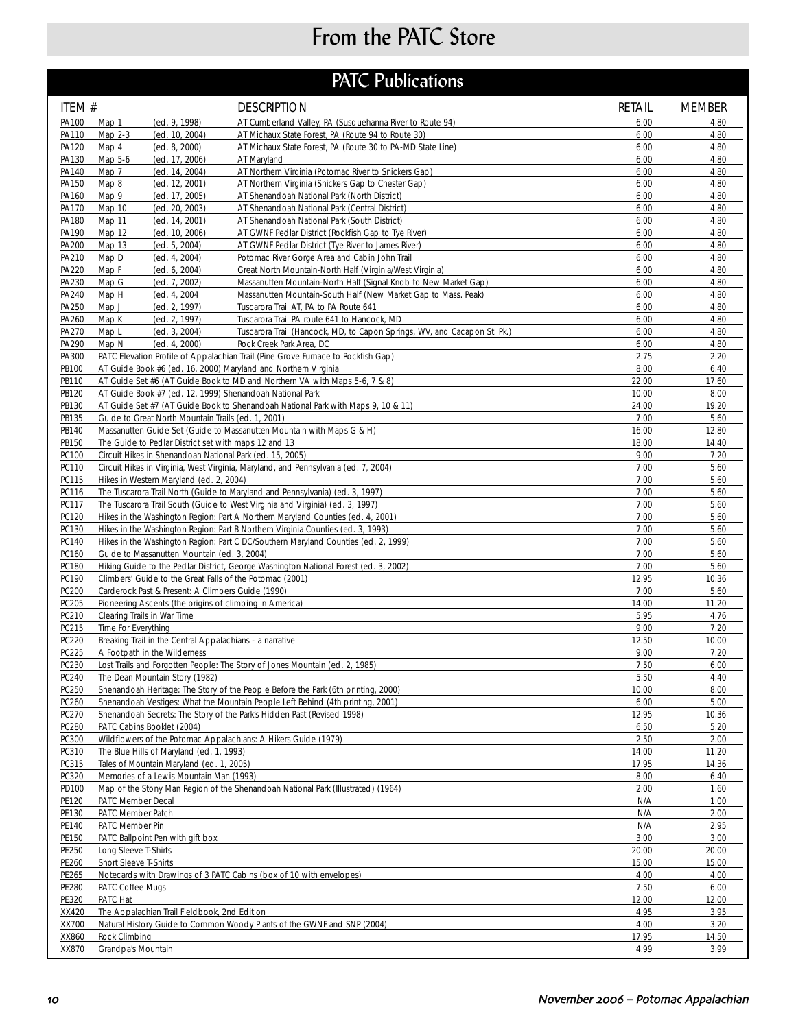# From the PATC Store

## PATC Publications

| ITEM # | DESCRIPTION | RETAIL | MEMBER |
|---|---|---|---|
| PA100 | Map 1 (ed. 9, 1998) AT Cumberland Valley, PA (Susquehanna River to Route 94) | 6.00 | 4.80 |
| PA110 | Map 2-3 (ed. 10, 2004) AT Michaux State Forest, PA (Route 94 to Route 30) | 6.00 | 4.80 |
| PA120 | Map 4 (ed. 8, 2000) AT Michaux State Forest, PA (Route 30 to PA-MD State Line) | 6.00 | 4.80 |
| PA130 | Map 5-6 (ed. 17, 2006) AT Maryland | 6.00 | 4.80 |
| PA140 | Map 7 (ed. 14, 2004) AT Northern Virginia (Potomac River to Snickers Gap) | 6.00 | 4.80 |
| PA150 | Map 8 (ed. 12, 2001) AT Northern Virginia (Snickers Gap to Chester Gap) | 6.00 | 4.80 |
| PA160 | Map 9 (ed. 17, 2005) AT Shenandoah National Park (North District) | 6.00 | 4.80 |
| PA170 | Map 10 (ed. 20, 2003) AT Shenandoah National Park (Central District) | 6.00 | 4.80 |
| PA180 | Map 11 (ed. 14, 2001) AT Shenandoah National Park (South District) | 6.00 | 4.80 |
| PA190 | Map 12 (ed. 10, 2006) AT GWNF Pedlar District (Rockfish Gap to Tye River) | 6.00 | 4.80 |
| PA200 | Map 13 (ed. 5, 2004) AT GWNF Pedlar District (Tye River to James River) | 6.00 | 4.80 |
| PA210 | Map D (ed. 4, 2004) Potomac River Gorge Area and Cabin John Trail | 6.00 | 4.80 |
| PA220 | Map F (ed. 6, 2004) Great North Mountain-North Half (Virginia/West Virginia) | 6.00 | 4.80 |
| PA230 | Map G (ed. 7, 2002) Massanutten Mountain-North Half (Signal Knob to New Market Gap) | 6.00 | 4.80 |
| PA240 | Map H (ed. 4, 2004 Massanutten Mountain-South Half (New Market Gap to Mass. Peak) | 6.00 | 4.80 |
| PA250 | Map J (ed. 2, 1997) Tuscarora Trail AT, PA to PA Route 641 | 6.00 | 4.80 |
| PA260 | Map K (ed. 2, 1997) Tuscarora Trail PA route 641 to Hancock, MD | 6.00 | 4.80 |
| PA270 | Map L (ed. 3, 2004) Tuscarora Trail (Hancock, MD, to Capon Springs, WV, and Cacapon St. Pk.) | 6.00 | 4.80 |
| PA290 | Map N (ed. 4, 2000) Rock Creek Park Area, DC | 6.00 | 4.80 |
| PA300 | PATC Elevation Profile of Appalachian Trail (Pine Grove Furnace to Rockfish Gap) | 2.75 | 2.20 |
| PB100 | AT Guide Book #6 (ed. 16, 2000) Maryland and Northern Virginia | 8.00 | 6.40 |
| PB110 | AT Guide Set #6 (AT Guide Book to MD and Northern VA with Maps 5-6, 7 & 8) | 22.00 | 17.60 |
| PB120 | AT Guide Book #7 (ed. 12, 1999) Shenandoah National Park | 10.00 | 8.00 |
| PB130 | AT Guide Set #7 (AT Guide Book to Shenandoah National Park with Maps 9, 10 & 11) | 24.00 | 19.20 |
| PB135 | Guide to Great North Mountain Trails (ed. 1, 2001) | 7.00 | 5.60 |
| PB140 | Massanutten Guide Set (Guide to Massanutten Mountain with Maps G & H) | 16.00 | 12.80 |
| PB150 | The Guide to Pedlar District set with maps 12 and 13 | 18.00 | 14.40 |
| PC100 | Circuit Hikes in Shenandoah National Park (ed. 15, 2005) | 9.00 | 7.20 |
| PC110 | Circuit Hikes in Virginia, West Virginia, Maryland, and Pennsylvania (ed. 7, 2004) | 7.00 | 5.60 |
| PC115 | Hikes in Western Maryland (ed. 2, 2004) | 7.00 | 5.60 |
| PC116 | The Tuscarora Trail North (Guide to Maryland and Pennsylvania) (ed. 3, 1997) | 7.00 | 5.60 |
| PC117 | The Tuscarora Trail South (Guide to West Virginia and Virginia) (ed. 3, 1997) | 7.00 | 5.60 |
| PC120 | Hikes in the Washington Region: Part A Northern Maryland Counties (ed. 4, 2001) | 7.00 | 5.60 |
| PC130 | Hikes in the Washington Region: Part B Northern Virginia Counties (ed. 3, 1993) | 7.00 | 5.60 |
| PC140 | Hikes in the Washington Region: Part C DC/Southern Maryland Counties (ed. 2, 1999) | 7.00 | 5.60 |
| PC160 | Guide to Massanutten Mountain (ed. 3, 2004) | 7.00 | 5.60 |
| PC180 | Hiking Guide to the Pedlar District, George Washington National Forest (ed. 3, 2002) | 7.00 | 5.60 |
| PC190 | Climbers' Guide to the Great Falls of the Potomac (2001) | 12.95 | 10.36 |
| PC200 | Carderock Past & Present: A Climbers Guide (1990) | 7.00 | 5.60 |
| PC205 | Pioneering Ascents (the origins of climbing in America) | 14.00 | 11.20 |
| PC210 | Clearing Trails in War Time | 5.95 | 4.76 |
| PC215 | Time For Everything | 9.00 | 7.20 |
| PC220 | Breaking Trail in the Central Appalachians - a narrative | 12.50 | 10.00 |
| PC225 | A Footpath in the Wilderness | 9.00 | 7.20 |
| PC230 | Lost Trails and Forgotten People: The Story of Jones Mountain (ed. 2, 1985) | 7.50 | 6.00 |
| PC240 | The Dean Mountain Story (1982) | 5.50 | 4.40 |
| PC250 | Shenandoah Heritage: The Story of the People Before the Park (6th printing, 2000) | 10.00 | 8.00 |
| PC260 | Shenandoah Vestiges: What the Mountain People Left Behind (4th printing, 2001) | 6.00 | 5.00 |
| PC270 | Shenandoah Secrets: The Story of the Park's Hidden Past (Revised 1998) | 12.95 | 10.36 |
| PC280 | PATC Cabins Booklet (2004) | 6.50 | 5.20 |
| PC300 | Wildflowers of the Potomac Appalachians: A Hikers Guide (1979) | 2.50 | 2.00 |
| PC310 | The Blue Hills of Maryland (ed. 1, 1993) | 14.00 | 11.20 |
| PC315 | Tales of Mountain Maryland (ed. 1, 2005) | 17.95 | 14.36 |
| PC320 | Memories of a Lewis Mountain Man (1993) | 8.00 | 6.40 |
| PD100 | Map of the Stony Man Region of the Shenandoah National Park (Illustrated) (1964) | 2.00 | 1.60 |
| PE120 | PATC Member Decal | N/A | 1.00 |
| PE130 | PATC Member Patch | N/A | 2.00 |
| PE140 | PATC Member Pin | N/A | 2.95 |
| PE150 | PATC Ballpoint Pen with gift box | 3.00 | 3.00 |
| PE250 | Long Sleeve T-Shirts | 20.00 | 20.00 |
| PE260 | Short Sleeve T-Shirts | 15.00 | 15.00 |
| PE265 | Notecards with Drawings of 3 PATC Cabins (box of 10 with envelopes) | 4.00 | 4.00 |
| PE280 | PATC Coffee Mugs | 7.50 | 6.00 |
| PE320 | PATC Hat | 12.00 | 12.00 |
| XX420 | The Appalachian Trail Fieldbook, 2nd Edition | 4.95 | 3.95 |
| XX700 | Natural History Guide to Common Woody Plants of the GWNF and SNP (2004) | 4.00 | 3.20 |
| XX860 | Rock Climbing | 17.95 | 14.50 |
| XX870 | Grandpa's Mountain | 4.99 | 3.99 |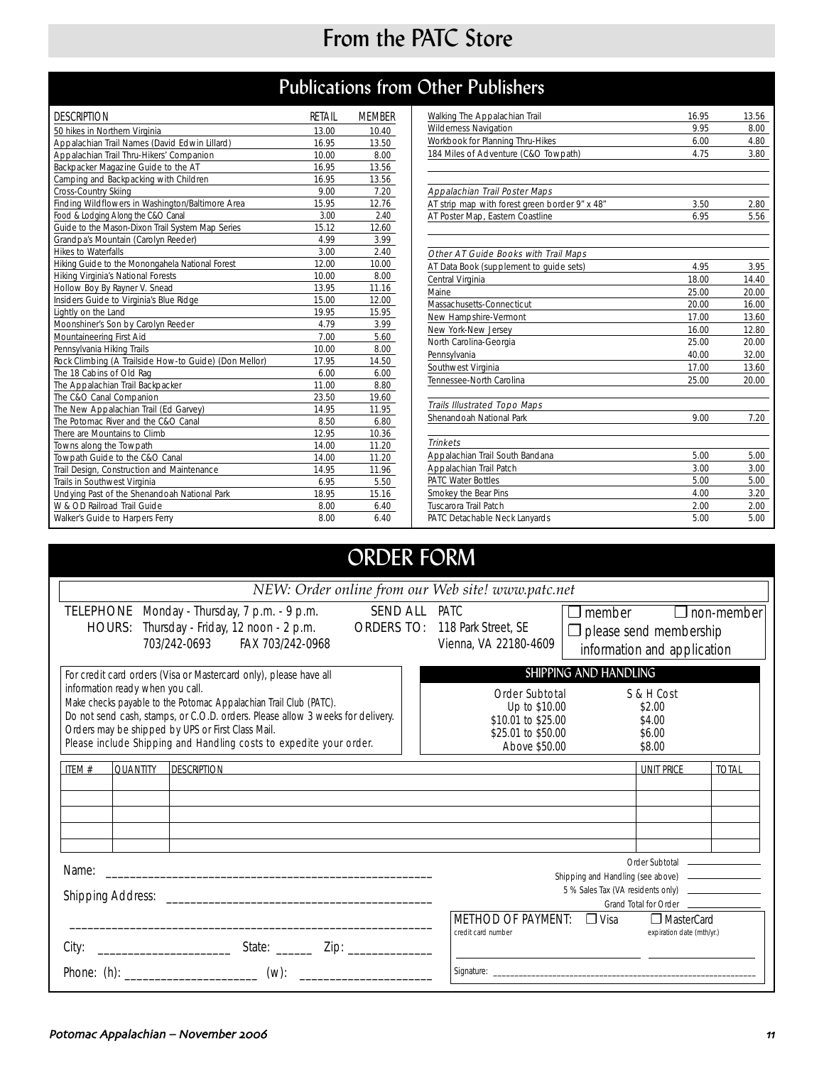# From the PATC Store

## Publications from Other Publishers

| DESCRIPTION | RETAIL | MEMBER |
|---|---|---|
| 50 hikes in Northern Virginia | 13.00 | 10.40 |
| Appalachian Trail Names (David Edwin Lillard) | 16.95 | 13.50 |
| Appalachian Trail Thru-Hikers' Companion | 10.00 | 8.00 |
| Backpacker Magazine Guide to the AT | 16.95 | 13.56 |
| Camping and Backpacking with Children | 16.95 | 13.56 |
| Cross-Country Skiing | 9.00 | 7.20 |
| Finding Wildflowers in Washington/Baltimore Area | 15.95 | 12.76 |
| Food & Lodging Along the C&O Canal | 3.00 | 2.40 |
| Guide to the Mason-Dixon Trail System Map Series | 15.12 | 12.60 |
| Grandpa's Mountain (Carolyn Reeder) | 4.99 | 3.99 |
| Hikes to Waterfalls | 3.00 | 2.40 |
| Hiking Guide to the Monongahela National Forest | 12.00 | 10.00 |
| Hiking Virginia's National Forests | 10.00 | 8.00 |
| Hollow Boy By Rayner V. Snead | 13.95 | 11.16 |
| Insiders Guide to Virginia's Blue Ridge | 15.00 | 12.00 |
| Lightly on the Land | 19.95 | 15.95 |
| Moonshiner's Son by Carolyn Reeder | 4.79 | 3.99 |
| Mountaineering First Aid | 7.00 | 5.60 |
| Pennsylvania Hiking Trails | 10.00 | 8.00 |
| Rock Climbing (A Trailside How-to Guide) (Don Mellor) | 17.95 | 14.50 |
| The 18 Cabins of Old Rag | 6.00 | 6.00 |
| The Appalachian Trail Backpacker | 11.00 | 8.80 |
| The C&O Canal Companion | 23.50 | 19.60 |
| The New Appalachian Trail (Ed Garvey) | 14.95 | 11.95 |
| The Potomac River and the C&O Canal | 8.50 | 6.80 |
| There are Mountains to Climb | 12.95 | 10.36 |
| Towns along the Towpath | 14.00 | 11.20 |
| Towpath Guide to the C&O Canal | 14.00 | 11.20 |
| Trail Design, Construction and Maintenance | 14.95 | 11.96 |
| Trails in Southwest Virginia | 6.95 | 5.50 |
| Undying Past of the Shenandoah National Park | 18.95 | 15.16 |
| W & OD Railroad Trail Guide | 8.00 | 6.40 |
| Walker's Guide to Harpers Ferry | 8.00 | 6.40 |
| Walking The Appalachian Trail | 16.95 | 13.56 |
| Wilderness Navigation | 9.95 | 8.00 |
| Workbook for Planning Thru-Hikes | 6.00 | 4.80 |
| 184 Miles of Adventure (C&O Towpath) | 4.75 | 3.80 |
| *Appalachian Trail Poster Maps* | | |
| AT strip map with forest green border 9" x 48" | 3.50 | 2.80 |
| AT Poster Map, Eastern Coastline | 6.95 | 5.56 |
| *Other AT Guide Books with Trail Maps* | | |
| AT Data Book (supplement to guide sets) | 4.95 | 3.95 |
| Central Virginia | 18.00 | 14.40 |
| Maine | 25.00 | 20.00 |
| Massachusetts-Connecticut | 20.00 | 16.00 |
| New Hampshire-Vermont | 17.00 | 13.60 |
| New York-New Jersey | 16.00 | 12.80 |
| North Carolina-Georgia | 25.00 | 20.00 |
| Pennsylvania | 40.00 | 32.00 |
| Southwest Virginia | 17.00 | 13.60 |
| Tennessee-North Carolina | 25.00 | 20.00 |
| *Trails Illustrated Topo Maps* | | |
| Shenandoah National Park | 9.00 | 7.20 |
| *Trinkets* | | |
| Appalachian Trail South Bandana | 5.00 | 5.00 |
| Appalachian Trail Patch | 3.00 | 3.00 |
| PATC Water Bottles | 5.00 | 5.00 |
| Smokey the Bear Pins | 4.00 | 3.20 |
| Tuscarora Trail Patch | 2.00 | 2.00 |
| PATC Detachable Neck Lanyards | 5.00 | 5.00 |

## ORDER FORM

*NEW: Order online from our Web site! www.patc.net*

TELEPHONE HOURS: Monday - Thursday, 7 p.m. - 9 p.m.; Thursday - Friday, 12 noon - 2 p.m.
703/242-0693 FAX 703/242-0968

SEND ALL ORDERS TO: PATC, 118 Park Street, SE, Vienna, VA 22180-4609

☐ member ☐ non-member
☐ please send membership information and application

For credit card orders (Visa or Mastercard only), please have all information ready when you call.
Make checks payable to the Potomac Appalachian Trail Club (PATC).
Do not send cash, stamps, or C.O.D. orders. Please allow 3 weeks for delivery.
Orders may be shipped by UPS or First Class Mail.
Please include Shipping and Handling costs to expedite your order.

### SHIPPING AND HANDLING

| Order Subtotal | S & H Cost |
|---|---|
| Up to $10.00 | $2.00 |
| $10.01 to $25.00 | $4.00 |
| $25.01 to $50.00 | $6.00 |
| Above $50.00 | $8.00 |

| ITEM # | QUANTITY | DESCRIPTION | UNIT PRICE | TOTAL |
|---|---|---|---|---|
| | | | | |
| | | | | |
| | | | | |
| | | | | |
| | | | | |

Name: ____________________________________________

Shipping Address: ____________________________________________

____________________________________________

City: ____________________ State: ______ Zip: ____________

Phone: (h): ____________________ (w): ____________________

Order Subtotal ____________
Shipping and Handling (see above) ____________
5 % Sales Tax (VA residents only) ____________
Grand Total for Order ____________

METHOD OF PAYMENT: ☐ Visa ☐ MasterCard
credit card number ____________ expiration date (mth/yr.) ____________

Signature: ____________________________________________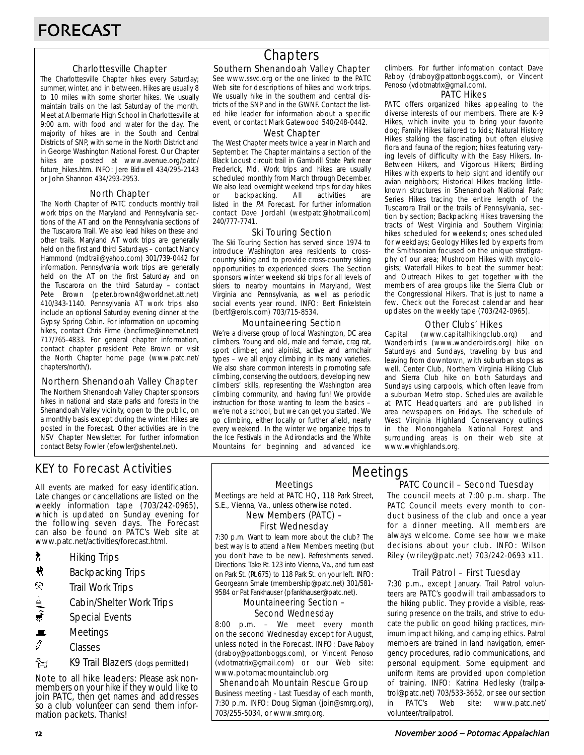# FORECAST

## Chapters

### Charlottesville Chapter

The Charlottesville Chapter hikes every Saturday; summer, winter, and in between. Hikes are usually 8 to 10 miles with some shorter hikes. We usually maintain trails on the last Saturday of the month. Meet at Albermarle High School in Charlottesville at 9:00 a.m. with food and water for the day. The majority of hikes are in the South and Central Districts of SNP, with some in the North District and in George Washington National Forest. Our Chapter hikes are posted at www.avenue.org/patc/future_hikes.htm. INFO: Jere Bidwell 434/295-2143 or John Shannon 434/293-2953.

### North Chapter

The North Chapter of PATC conducts monthly trail work trips on the Maryland and Pennsylvania sections of the AT and on the Pennsylvania sections of the Tuscarora Trail. We also lead hikes on these and other trails. Maryland AT work trips are generally held on the first and third Saturdays – contact Nancy Hammond (mdtrail@yahoo.com) 301/739-0442 for information. Pennsylvania work trips are generally held on the AT on the first Saturday and on the Tuscarora on the third Saturday – contact Pete Brown (peter.brown4@worldnet.att.net) 410/343-1140. Pennsylvania AT work trips also include an optional Saturday evening dinner at the Gypsy Spring Cabin. For information on upcoming hikes, contact Chris Firme (bncfirme@innernet.net) 717/765-4833. For general chapter information, contact chapter president Pete Brown or visit the North Chapter home page (www.patc.net/chapters/north/).

### Northern Shenandoah Valley Chapter

The Northern Shenandoah Valley Chapter sponsors hikes in national and state parks and forests in the Shenandoah Valley vicinity, open to the public, on a monthly basis except during the winter. Hikes are posted in the Forecast. Other activities are in the NSV Chapter Newsletter. For further information contact Betsy Fowler (efowler@shentel.net).

### Southern Shenandoah Valley Chapter

See www.ssvc.org or the one linked to the PATC Web site for descriptions of hikes and work trips. We usually hike in the southern and central districts of the SNP and in the GWNF. Contact the listed hike leader for information about a specific event, or contact Mark Gatewood 540/248-0442.

### West Chapter

The West Chapter meets twice a year in March and September. The Chapter maintains a section of the Black Locust circuit trail in Gambrill State Park near Frederick, Md. Work trips and hikes are usually scheduled monthly from March through December. We also lead overnight weekend trips for day hikes or backpacking. All activities are listed in the *PA* Forecast. For further information contact Dave Jordahl (westpatc@hotmail.com) 240/777-7741.

### Ski Touring Section

The Ski Touring Section has served since 1974 to introduce Washington area residents to cross-country skiing and to provide cross-country skiing opportunities to experienced skiers. The Section sponsors winter weekend ski trips for all levels of skiers to nearby mountains in Maryland, West Virginia and Pennsylvania, as well as periodic social events year round. INFO: Bert Finkelstein (bertf@erols.com) 703/715-8534.

### Mountaineering Section

We're a diverse group of local Washington, DC area climbers. Young and old, male and female, crag rat, sport climber, and alpinist, active and armchair types – we all enjoy climbing in its many varieties. We also share common interests in promoting safe climbing, conserving the outdoors, developing new climbers' skills, representing the Washington area climbing community, and having fun! We provide instruction for those wanting to learn the basics – we're not a school, but we can get you started. We go climbing, either locally or further afield, nearly every weekend. In the winter we organize trips to the Ice Festivals in the Adirondacks and the White Mountains for beginning and advanced ice climbers. For further information contact Dave Raboy (draboy@pattonboggs.com), or Vincent Penoso (vdotmatrix@gmail.com).

### PATC Hikes

PATC offers organized hikes appealing to the diverse interests of our members. There are K-9 Hikes, which invite you to bring your favorite dog; Family Hikes tailored to kids; Natural History Hikes stalking the fascinating but often elusive flora and fauna of the region; hikes featuring varying levels of difficulty with the Easy Hikers, In-Between Hikers, and Vigorous Hikers; Birding Hikes with experts to help sight and identify our avian neighbors; Historical Hikes tracking little-known structures in Shenandoah National Park; Series Hikes tracing the entire length of the Tuscarora Trail or the trails of Pennsylvania, section by section; Backpacking Hikes traversing the tracts of West Virginia and Southern Virginia; hikes scheduled for weekends; ones scheduled for weekdays; Geology Hikes led by experts from the Smithsonian focused on the unique stratigraphy of our area; Mushroom Hikes with mycologists; Waterfall Hikes to beat the summer heat; and Outreach Hikes to get together with the members of area groups like the Sierra Club or the Congressional Hikers. That is just to name a few. Check out the Forecast calendar and hear updates on the weekly tape (703/242-0965).

### Other Clubs' Hikes

Capital (www.capitalhikingclub.org) and Wanderbirds (www.wanderbirds.org) hike on Saturdays and Sundays, traveling by bus and leaving from downtown, with suburban stops as well. Center Club, Northern Virginia Hiking Club and Sierra Club hike on both Saturdays and Sundays using carpools, which often leave from a suburban Metro stop. Schedules are available at PATC Headquarters and are published in area newspapers on Fridays. The schedule of West Virginia Highland Conservancy outings in the Monongahela National Forest and surrounding areas is on their web site at www.wvhighlands.org.

## KEY to Forecast Activities

All events are marked for easy identification. Late changes or cancellations are listed on the weekly information tape (703/242-0965), which is updated on Sunday evening for the following seven days. The Forecast can also be found on PATC's Web site at www.patc.net/activities/forecast.html.

- Hiking Trips
- Backpacking Trips
- Trail Work Trips
- Cabin/Shelter Work Trips
- Special Events
- Meetings
- Classes
- K9 Trail Blazers (dogs permitted)

Note to all hike leaders: Please ask non-members on your hike if they would like to join PATC, then get names and addresses so a club volunteer can send them information packets. Thanks!

## Meetings

### Meetings

Meetings are held at PATC HQ, 118 Park Street, S.E., Vienna, Va., unless otherwise noted.

### New Members (PATC) – First Wednesday

7:30 p.m. Want to learn more about the club? The best way is to attend a New Members meeting (but you don't have to be new). Refreshments served. Directions: Take Rt. 123 into Vienna, Va., and turn east on Park St. (Rt.675) to 118 Park St. on your left. INFO: Georgeann Smale (membership@patc.net) 301/581-9584 or Pat Fankhauser (pfankhauser@patc.net).

### Mountaineering Section – Second Wednesday

8:00 p.m. – We meet every month on the second Wednesday except for August, unless noted in the Forecast. INFO: Dave Raboy (draboy@pattonboggs.com), or Vincent Penoso (vdotmatrix@gmail.com) or our Web site: www.potomacmountainclub.org

### Shenandoah Mountain Rescue Group

Business meeting - Last Tuesday of each month, 7:30 p.m. INFO: Doug Sigman (join@smrg.org), 703/255-5034, or www.smrg.org.

### PATC Council – Second Tuesday

The council meets at 7:00 p.m. sharp. The PATC Council meets every month to conduct business of the club and once a year for a dinner meeting. All members are always welcome. Come see how we make decisions about your club. INFO: Wilson Riley (wriley@patc.net) 703/242-0693 x11.

### Trail Patrol – First Tuesday

7:30 p.m., except January. Trail Patrol volunteers are PATC's goodwill trail ambassadors to the hiking public. They provide a visible, reassuring presence on the trails, and strive to educate the public on good hiking practices, minimum impact hiking, and camping ethics. Patrol members are trained in land navigation, emergency procedures, radio communications, and personal equipment. Some equipment and uniform items are provided upon completion of training. INFO: Katrina Hedlesky (trailpatrol@patc.net) 703/533-3652, or see our section in PATC's Web site: www.patc.net/volunteer/trailpatrol.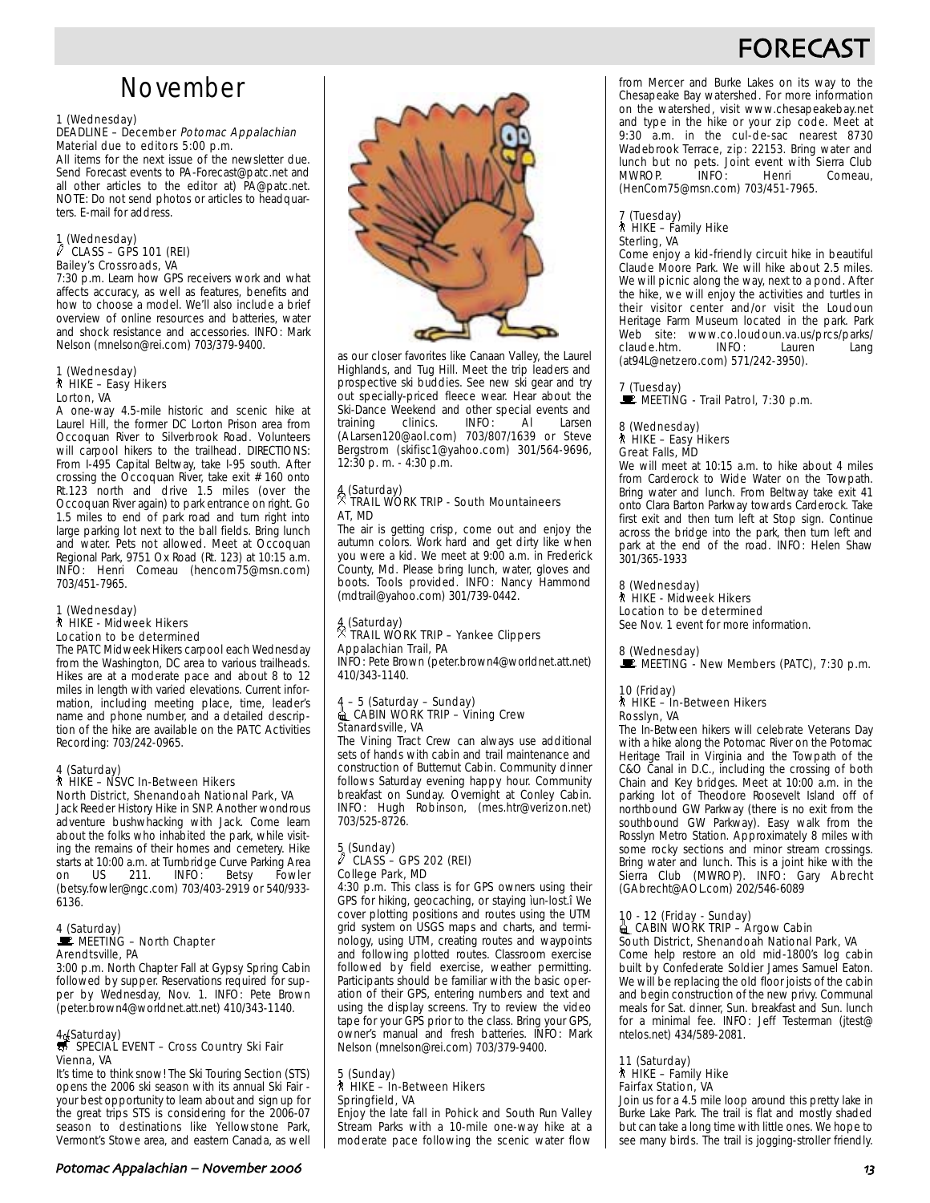# FORECAST

## November

1 (Wednesday)
DEADLINE – December *Potomac Appalachian*
Material due to editors 5:00 p.m.
All items for the next issue of the newsletter due. Send Forecast events to PA-Forecast@patc.net and all other articles to the editor at) PA@patc.net. NOTE: Do not send photos or articles to headquarters. E-mail for address.

1 (Wednesday)
CLASS – GPS 101 (REI)
Bailey's Crossroads, VA
7:30 p.m. Learn how GPS receivers work and what affects accuracy, as well as features, benefits and how to choose a model. We'll also include a brief overview of online resources and batteries, water and shock resistance and accessories. INFO: Mark Nelson (mnelson@rei.com) 703/379-9400.

1 (Wednesday)
HIKE – Easy Hikers
Lorton, VA
A one-way 4.5-mile historic and scenic hike at Laurel Hill, the former DC Lorton Prison area from Occoquan River to Silverbrook Road. Volunteers will carpool hikers to the trailhead. DIRECTIONS: From I-495 Capital Beltway, take I-95 south. After crossing the Occoquan River, take exit #160 onto Rt.123 north and drive 1.5 miles (over the Occoquan River again) to park entrance on right. Go 1.5 miles to end of park road and turn right into large parking lot next to the ball fields. Bring lunch and water. Pets not allowed. Meet at Occoquan Regional Park, 9751 Ox Road (Rt. 123) at 10:15 a.m. INFO: Henri Comeau (hencom75@msn.com) 703/451-7965.

1 (Wednesday)
HIKE - Midweek Hikers
Location to be determined
The PATC Midweek Hikers carpool each Wednesday from the Washington, DC area to various trailheads. Hikes are at a moderate pace and about 8 to 12 miles in length with varied elevations. Current information, including meeting place, time, leader's name and phone number, and a detailed description of the hike are available on the PATC Activities Recording: 703/242-0965.

4 (Saturday)
HIKE – NSVC In-Between Hikers
North District, Shenandoah National Park, VA
Jack Reeder History Hike in SNP. Another wondrous adventure bushwhacking with Jack. Come learn about the folks who inhabited the park, while visiting the remains of their homes and cemetery. Hike starts at 10:00 a.m. at Turnbridge Curve Parking Area on US 211. INFO: Betsy Fowler (betsy.fowler@ngc.com) 703/403-2919 or 540/933-6136.

4 (Saturday)
MEETING – North Chapter
Arendtsville, PA
3:00 p.m. North Chapter Fall at Gypsy Spring Cabin followed by supper. Reservations required for supper by Wednesday, Nov. 1. INFO: Pete Brown (peter.brown4@worldnet.att.net) 410/343-1140.

4 (Saturday)
SPECIAL EVENT – Cross Country Ski Fair
Vienna, VA
It's time to think snow! The Ski Touring Section (STS) opens the 2006 ski season with its annual Ski Fair - your best opportunity to learn about and sign up for the great trips STS is considering for the 2006-07 season to destinations like Yellowstone Park, Vermont's Stowe area, and eastern Canada, as well as our closer favorites like Canaan Valley, the Laurel Highlands, and Tug Hill. Meet the trip leaders and prospective ski buddies. See new ski gear and try out specially-priced fleece wear. Hear about the Ski-Dance Weekend and other special events and training clinics. INFO: Al Larsen (ALarsen120@aol.com) 703/807/1639 or Steve Bergstrom (skifisc1@yahoo.com) 301/564-9696, 12:30 p. m. - 4:30 p.m.

4 (Saturday)
TRAIL WORK TRIP - South Mountaineers
AT, MD
The air is getting crisp, come out and enjoy the autumn colors. Work hard and get dirty like when you were a kid. We meet at 9:00 a.m. in Frederick County, Md. Please bring lunch, water, gloves and boots. Tools provided. INFO: Nancy Hammond (mdtrail@yahoo.com) 301/739-0442.

4 (Saturday)
TRAIL WORK TRIP – Yankee Clippers
Appalachian Trail, PA
INFO: Pete Brown (peter.brown4@worldnet.att.net) 410/343-1140.

4 – 5 (Saturday – Sunday)
CABIN WORK TRIP – Vining Crew
Stanardsville, VA
The Vining Tract Crew can always use additional sets of hands with cabin and trail maintenance and construction of Butternut Cabin. Community dinner follows Saturday evening happy hour. Community breakfast on Sunday. Overnight at Conley Cabin. INFO: Hugh Robinson, (mes.htr@verizon.net) 703/525-8726.

5 (Sunday)
CLASS – GPS 202 (REI)
College Park, MD
4:30 p.m. This class is for GPS owners using their GPS for hiking, geocaching, or staying ìun-lost.î We cover plotting positions and routes using the UTM grid system on USGS maps and charts, and terminology, using UTM, creating routes and waypoints and following plotted routes. Classroom exercise followed by field exercise, weather permitting. Participants should be familiar with the basic operation of their GPS, entering numbers and text and using the display screens. Try to review the video tape for your GPS prior to the class. Bring your GPS, owner's manual and fresh batteries. INFO: Mark Nelson (mnelson@rei.com) 703/379-9400.

5 (Sunday)
HIKE – In-Between Hikers
Springfield, VA
Enjoy the late fall in Pohick and South Run Valley Stream Parks with a 10-mile one-way hike at a moderate pace following the scenic water flow from Mercer and Burke Lakes on its way to the Chesapeake Bay watershed. For more information on the watershed, visit www.chesapeakebay.net and type in the hike or your zip code. Meet at 9:30 a.m. in the cul-de-sac nearest 8730 Wadebrook Terrace, zip: 22153. Bring water and lunch but no pets. Joint event with Sierra Club MWROP. INFO: Henri Comeau, (HenCom75@msn.com) 703/451-7965.

7 (Tuesday)
HIKE – Family Hike
Sterling, VA
Come enjoy a kid-friendly circuit hike in beautiful Claude Moore Park. We will hike about 2.5 miles. We will picnic along the way, next to a pond. After the hike, we will enjoy the activities and turtles in their visitor center and/or visit the Loudoun Heritage Farm Museum located in the park. Park Web site: www.co.loudoun.va.us/prcs/parks/claude.htm. INFO: Lauren Lang (at94L@netzero.com) 571/242-3950).

7 (Tuesday)
MEETING - Trail Patrol, 7:30 p.m.

8 (Wednesday)
HIKE – Easy Hikers
Great Falls, MD
We will meet at 10:15 a.m. to hike about 4 miles from Carderock to Wide Water on the Towpath. Bring water and lunch. From Beltway take exit 41 onto Clara Barton Parkway towards Carderock. Take first exit and then turn left at Stop sign. Continue across the bridge into the park, then turn left and park at the end of the road. INFO: Helen Shaw 301/365-1933

8 (Wednesday)
HIKE - Midweek Hikers
Location to be determined
See Nov. 1 event for more information.

8 (Wednesday)
MEETING - New Members (PATC), 7:30 p.m.

10 (Friday)
HIKE – In-Between Hikers
Rosslyn, VA
The In-Between hikers will celebrate Veterans Day with a hike along the Potomac River on the Potomac Heritage Trail in Virginia and the Towpath of the C&O Canal in D.C., including the crossing of both Chain and Key bridges. Meet at 10:00 a.m. in the parking lot of Theodore Roosevelt Island off of northbound GW Parkway (there is no exit from the southbound GW Parkway). Easy walk from the Rosslyn Metro Station. Approximately 8 miles with some rocky sections and minor stream crossings. Bring water and lunch. This is a joint hike with the Sierra Club (MWROP). INFO: Gary Abrecht (GAbrecht@AOL.com) 202/546-6089

10 - 12 (Friday - Sunday)
CABIN WORK TRIP – Argow Cabin
South District, Shenandoah National Park, VA
Come help restore an old mid-1800's log cabin built by Confederate Soldier James Samuel Eaton. We will be replacing the old floor joists of the cabin and begin construction of the new privy. Communal meals for Sat. dinner, Sun. breakfast and Sun. lunch for a minimal fee. INFO: Jeff Testerman (jtest@ntelos.net) 434/589-2081.

11 (Saturday)
HIKE – Family Hike
Fairfax Station, VA
Join us for a 4.5 mile loop around this pretty lake in Burke Lake Park. The trail is flat and mostly shaded but can take a long time with little ones. We hope to see many birds. The trail is jogging-stroller friendly.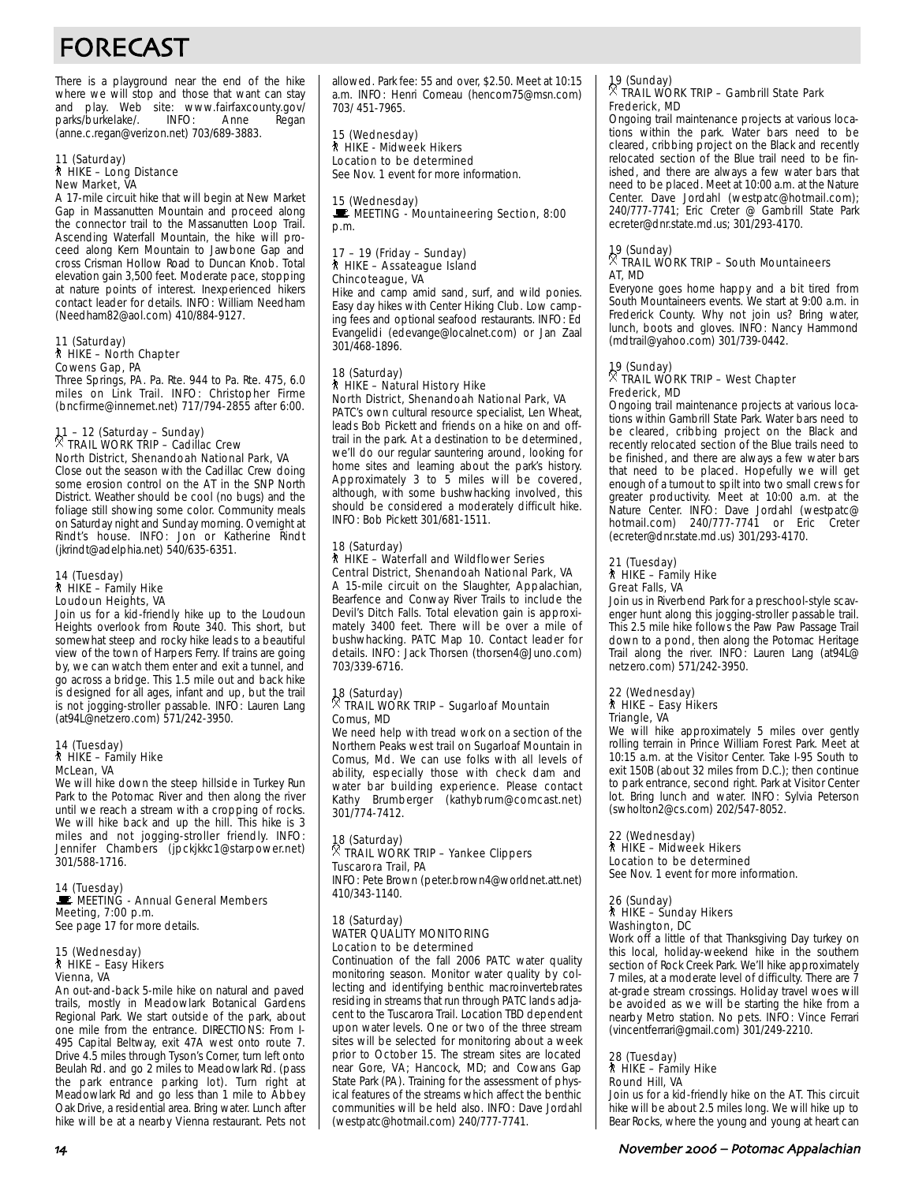# FORECAST

There is a playground near the end of the hike where we will stop and those that want can stay and play. Web site: www.fairfaxcounty.gov/parks/burkelake/. INFO: Anne Regan (anne.c.regan@verizon.net) 703/689-3883.

11 (Saturday)
HIKE – Long Distance
New Market, VA
A 17-mile circuit hike that will begin at New Market Gap in Massanutten Mountain and proceed along the connector trail to the Massanutten Loop Trail. Ascending Waterfall Mountain, the hike will proceed along Kern Mountain to Jawbone Gap and cross Crisman Hollow Road to Duncan Knob. Total elevation gain 3,500 feet. Moderate pace, stopping at nature points of interest. Inexperienced hikers contact leader for details. INFO: William Needham (Needham82@aol.com) 410/884-9127.

11 (Saturday)
HIKE – North Chapter
Cowens Gap, PA
Three Springs, PA. Pa. Rte. 944 to Pa. Rte. 475, 6.0 miles on Link Trail. INFO: Christopher Firme (bncfirme@innernet.net) 717/794-2855 after 6:00.

11 – 12 (Saturday – Sunday)
TRAIL WORK TRIP – Cadillac Crew
North District, Shenandoah National Park, VA
Close out the season with the Cadillac Crew doing some erosion control on the AT in the SNP North District. Weather should be cool (no bugs) and the foliage still showing some color. Community meals on Saturday night and Sunday morning. Overnight at Rindt's house. INFO: Jon or Katherine Rindt (jkrindt@adelphia.net) 540/635-6351.

14 (Tuesday)
HIKE – Family Hike
Loudoun Heights, VA
Join us for a kid-friendly hike up to the Loudoun Heights overlook from Route 340. This short, but somewhat steep and rocky hike leads to a beautiful view of the town of Harpers Ferry. If trains are going by, we can watch them enter and exit a tunnel, and go across a bridge. This 1.5 mile out and back hike is designed for all ages, infant and up, but the trail is not jogging-stroller passable. INFO: Lauren Lang (at94L@netzero.com) 571/242-3950.

14 (Tuesday)
HIKE – Family Hike
McLean, VA
We will hike down the steep hillside in Turkey Run Park to the Potomac River and then along the river until we reach a stream with a cropping of rocks. We will hike back and up the hill. This hike is 3 miles and not jogging-stroller friendly. INFO: Jennifer Chambers (jpckjkkc1@starpower.net) 301/588-1716.

14 (Tuesday)
MEETING - Annual General Members Meeting, 7:00 p.m.
See page 17 for more details.

15 (Wednesday)
HIKE – Easy Hikers
Vienna, VA
An out-and-back 5-mile hike on natural and paved trails, mostly in Meadowlark Botanical Gardens Regional Park. We start outside of the park, about one mile from the entrance. DIRECTIONS: From I-495 Capital Beltway, exit 47A west onto route 7. Drive 4.5 miles through Tyson's Corner, turn left onto Beulah Rd. and go 2 miles to Meadowlark Rd. (pass the park entrance parking lot). Turn right at Meadowlark Rd and go less than 1 mile to Abbey Oak Drive, a residential area. Bring water. Lunch after hike will be at a nearby Vienna restaurant. Pets not allowed. Park fee: 55 and over, $2.50. Meet at 10:15 a.m. INFO: Henri Comeau (hencom75@msn.com) 703/451-7965.

15 (Wednesday)
HIKE - Midweek Hikers
Location to be determined
See Nov. 1 event for more information.

15 (Wednesday)
MEETING - Mountaineering Section, 8:00 p.m.

17 – 19 (Friday – Sunday)
HIKE – Assateague Island
Chincoteague, VA
Hike and camp amid sand, surf, and wild ponies. Easy day hikes with Center Hiking Club. Low camping fees and optional seafood restaurants. INFO: Ed Evangelidi (edevange@localnet.com) or Jan Zaal 301/468-1896.

18 (Saturday)
HIKE – Natural History Hike
North District, Shenandoah National Park, VA
PATC's own cultural resource specialist, Len Wheat, leads Bob Pickett and friends on a hike on and off-trail in the park. At a destination to be determined, we'll do our regular sauntering around, looking for home sites and learning about the park's history. Approximately 3 to 5 miles will be covered, although, with some bushwhacking involved, this should be considered a moderately difficult hike. INFO: Bob Pickett 301/681-1511.

18 (Saturday)
HIKE – Waterfall and Wildflower Series
Central District, Shenandoah National Park, VA
A 15-mile circuit on the Slaughter, Appalachian, Bearfence and Conway River Trails to include the Devil's Ditch Falls. Total elevation gain is approximately 3400 feet. There will be over a mile of bushwhacking. PATC Map 10. Contact leader for details. INFO: Jack Thorsen (thorsen4@Juno.com) 703/339-6716.

18 (Saturday)
TRAIL WORK TRIP – Sugarloaf Mountain
Comus, MD
We need help with tread work on a section of the Northern Peaks west trail on Sugarloaf Mountain in Comus, Md. We can use folks with all levels of ability, especially those with check dam and water bar building experience. Please contact Kathy Brumberger (kathybrum@comcast.net) 301/774-7412.

18 (Saturday)
TRAIL WORK TRIP – Yankee Clippers
Tuscarora Trail, PA
INFO: Pete Brown (peter.brown4@worldnet.att.net) 410/343-1140.

18 (Saturday)
WATER QUALITY MONITORING
Location to be determined
Continuation of the fall 2006 PATC water quality monitoring season. Monitor water quality by collecting and identifying benthic macroinvertebrates residing in streams that run through PATC lands adjacent to the Tuscarora Trail. Location TBD dependent upon water levels. One or two of the three stream sites will be selected for monitoring about a week prior to October 15. The stream sites are located near Gore, VA; Hancock, MD; and Cowans Gap State Park (PA). Training for the assessment of physical features of the streams which affect the benthic communities will be held also. INFO: Dave Jordahl (westpatc@hotmail.com) 240/777-7741.

19 (Sunday)
TRAIL WORK TRIP – Gambrill State Park
Frederick, MD
Ongoing trail maintenance projects at various locations within the park. Water bars need to be cleared, cribbing project on the Black and recently relocated section of the Blue trail need to be finished, and there are always a few water bars that need to be placed. Meet at 10:00 a.m. at the Nature Center. Dave Jordahl (westpatc@hotmail.com); 240/777-7741; Eric Creter @ Gambrill State Park ecreter@dnr.state.md.us; 301/293-4170.

19 (Sunday)
TRAIL WORK TRIP – South Mountaineers
AT, MD
Everyone goes home happy and a bit tired from South Mountaineers events. We start at 9:00 a.m. in Frederick County. Why not join us? Bring water, lunch, boots and gloves. INFO: Nancy Hammond (mdtrail@yahoo.com) 301/739-0442.

19 (Sunday)
TRAIL WORK TRIP – West Chapter
Frederick, MD
Ongoing trail maintenance projects at various locations within Gambrill State Park. Water bars need to be cleared, cribbing project on the Black and recently relocated section of the Blue trails need to be finished, and there are always a few water bars that need to be placed. Hopefully we will get enough of a turnout to spilt into two small crews for greater productivity. Meet at 10:00 a.m. at the Nature Center. INFO: Dave Jordahl (westpatc@hotmail.com) 240/777-7741 or Eric Creter (ecreter@dnr.state.md.us) 301/293-4170.

21 (Tuesday)
HIKE – Family Hike
Great Falls, VA
Join us in Riverbend Park for a preschool-style scavenger hunt along this jogging-stroller passable trail. This 2.5 mile hike follows the Paw Paw Passage Trail down to a pond, then along the Potomac Heritage Trail along the river. INFO: Lauren Lang (at94L@netzero.com) 571/242-3950.

22 (Wednesday)
HIKE – Easy Hikers
Triangle, VA
We will hike approximately 5 miles over gently rolling terrain in Prince William Forest Park. Meet at 10:15 a.m. at the Visitor Center. Take I-95 South to exit 150B (about 32 miles from D.C.); then continue to park entrance, second right. Park at Visitor Center lot. Bring lunch and water. INFO: Sylvia Peterson (swholton2@cs.com) 202/547-8052.

22 (Wednesday)
HIKE – Midweek Hikers
Location to be determined
See Nov. 1 event for more information.

26 (Sunday)
HIKE – Sunday Hikers
Washington, DC
Work off a little of that Thanksgiving Day turkey on this local, holiday-weekend hike in the southern section of Rock Creek Park. We'll hike approximately 7 miles, at a moderate level of difficulty. There are 7 at-grade stream crossings. Holiday travel woes will be avoided as we will be starting the hike from a nearby Metro station. No pets. INFO: Vince Ferrari (vincentferrari@gmail.com) 301/249-2210.

28 (Tuesday)
HIKE – Family Hike
Round Hill, VA
Join us for a kid-friendly hike on the AT. This circuit hike will be about 2.5 miles long. We will hike up to Bear Rocks, where the young and young at heart can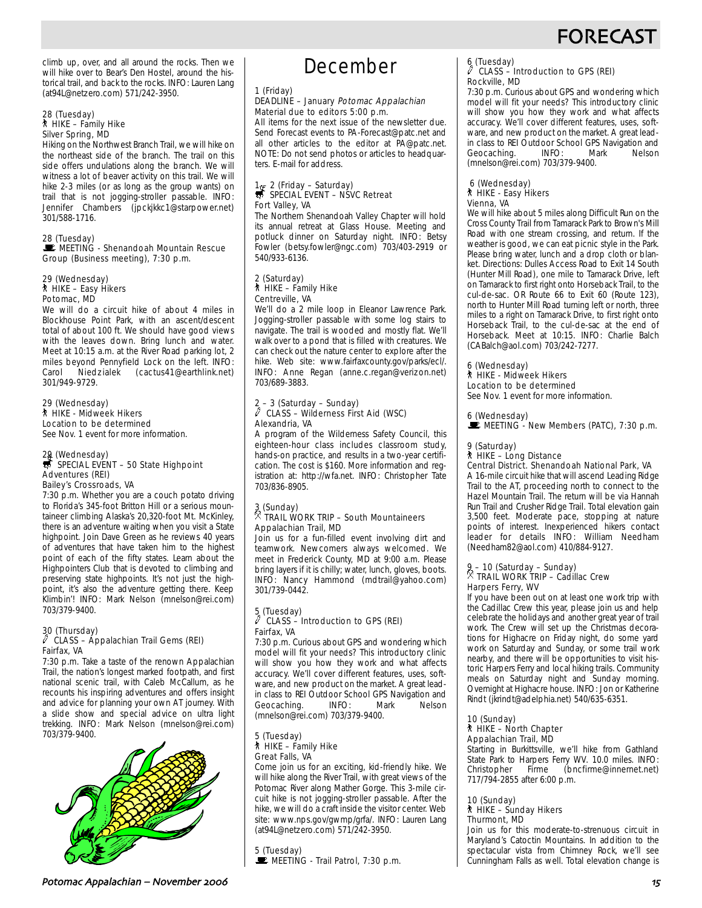climb up, over, and all around the rocks. Then we will hike over to Bear's Den Hostel, around the historical trail, and back to the rocks. INFO: Lauren Lang (at94L@netzero.com) 571/242-3950.

28 (Tuesday)
HIKE – Family Hike
Silver Spring, MD
Hiking on the Northwest Branch Trail, we will hike on the northeast side of the branch. The trail on this side offers undulations along the branch. We will witness a lot of beaver activity on this trail. We will hike 2-3 miles (or as long as the group wants) on trail that is not jogging-stroller passable. INFO: Jennifer Chambers (jpckjkkc1@starpower.net) 301/588-1716.

28 (Tuesday)
MEETING - Shenandoah Mountain Rescue Group (Business meeting), 7:30 p.m.

29 (Wednesday)
HIKE – Easy Hikers
Potomac, MD
We will do a circuit hike of about 4 miles in Blockhouse Point Park, with an ascent/descent total of about 100 ft. We should have good views with the leaves down. Bring lunch and water. Meet at 10:15 a.m. at the River Road parking lot, 2 miles beyond Pennyfield Lock on the left. INFO: Carol Niedzialek (cactus41@earthlink.net) 301/949-9729.

29 (Wednesday)
HIKE - Midweek Hikers
Location to be determined
See Nov. 1 event for more information.

29 (Wednesday)
SPECIAL EVENT – 50 State Highpoint Adventures (REI)
Bailey's Crossroads, VA
7:30 p.m. Whether you are a couch potato driving to Florida's 345-foot Britton Hill or a serious mountaineer climbing Alaska's 20,320-foot Mt. McKinley, there is an adventure waiting when you visit a State highpoint. Join Dave Green as he reviews 40 years of adventures that have taken him to the highest point of each of the fifty states. Learn about the Highpointers Club that is devoted to climbing and preserving state highpoints. It's not just the highpoint, it's also the adventure getting there. Keep Klimbin'! INFO: Mark Nelson (mnelson@rei.com) 703/379-9400.

30 (Thursday)
CLASS – Appalachian Trail Gems (REI)
Fairfax, VA
7:30 p.m. Take a taste of the renown Appalachian Trail, the nation's longest marked footpath, and first national scenic trail, with Caleb McCallum, as he recounts his inspiring adventures and offers insight and advice for planning your own AT journey. With a slide show and special advice on ultra light trekking. INFO: Mark Nelson (mnelson@rei.com) 703/379-9400.

# December

1 (Friday)
DEADLINE – January *Potomac Appalachian* Material due to editors 5:00 p.m.
All items for the next issue of the newsletter due. Send Forecast events to PA-Forecast@patc.net and all other articles to the editor at PA@patc.net. NOTE: Do not send photos or articles to headquarters. E-mail for address.

1 – 2 (Friday – Saturday)
SPECIAL EVENT – NSVC Retreat
Fort Valley, VA
The Northern Shenandoah Valley Chapter will hold its annual retreat at Glass House. Meeting and potluck dinner on Saturday night. INFO: Betsy Fowler (betsy.fowler@ngc.com) 703/403-2919 or 540/933-6136.

2 (Saturday)
HIKE – Family Hike
Centreville, VA
We'll do a 2 mile loop in Eleanor Lawrence Park. Jogging-stroller passable with some log stairs to navigate. The trail is wooded and mostly flat. We'll walk over to a pond that is filled with creatures. We can check out the nature center to explore after the hike. Web site: www.fairfaxcounty.gov/parks/ecl/. INFO: Anne Regan (anne.c.regan@verizon.net) 703/689-3883.

2 – 3 (Saturday – Sunday)
CLASS – Wilderness First Aid (WSC)
Alexandria, VA
A program of the Wilderness Safety Council, this eighteen-hour class includes classroom study, hands-on practice, and results in a two-year certification. The cost is $160. More information and registration at: http://wfa.net. INFO: Christopher Tate 703/836-8905.

3 (Sunday)
TRAIL WORK TRIP – South Mountaineers
Appalachian Trail, MD
Join us for a fun-filled event involving dirt and teamwork. Newcomers always welcomed. We meet in Frederick County, MD at 9:00 a.m. Please bring layers if it is chilly; water, lunch, gloves, boots. INFO: Nancy Hammond (mdtrail@yahoo.com) 301/739-0442.

5 (Tuesday)
CLASS – Introduction to GPS (REI)
Fairfax, VA
7:30 p.m. Curious about GPS and wondering which model will fit your needs? This introductory clinic will show you how they work and what affects accuracy. We'll cover different features, uses, software, and new product on the market. A great lead-in class to REI Outdoor School GPS Navigation and Geocaching. INFO: Mark Nelson (mnelson@rei.com) 703/379-9400.

5 (Tuesday)
HIKE – Family Hike
Great Falls, VA
Come join us for an exciting, kid-friendly hike. We will hike along the River Trail, with great views of the Potomac River along Mather Gorge. This 3-mile circuit hike is not jogging-stroller passable. After the hike, we will do a craft inside the visitor center. Web site: www.nps.gov/gwmp/grfa/. INFO: Lauren Lang (at94L@netzero.com) 571/242-3950.

5 (Tuesday)
MEETING - Trail Patrol, 7:30 p.m.

6 (Tuesday)
CLASS – Introduction to GPS (REI)
Rockville, MD
7:30 p.m. Curious about GPS and wondering which model will fit your needs? This introductory clinic will show you how they work and what affects accuracy. We'll cover different features, uses, software, and new product on the market. A great lead-in class to REI Outdoor School GPS Navigation and Geocaching. INFO: Mark Nelson (mnelson@rei.com) 703/379-9400.

6 (Wednesday)
HIKE - Easy Hikers
Vienna, VA
We will hike about 5 miles along Difficult Run on the Cross County Trail from Tamarack Park to Brown's Mill Road with one stream crossing, and return. If the weather is good, we can eat picnic style in the Park. Please bring water, lunch and a drop cloth or blanket. Directions: Dulles Access Road to Exit 14 South (Hunter Mill Road), one mile to Tamarack Drive, left on Tamarack to first right onto Horseback Trail, to the cul-de-sac. OR Route 66 to Exit 60 (Route 123), north to Hunter Mill Road turning left or north, three miles to a right on Tamarack Drive, to first right onto Horseback Trail, to the cul-de-sac at the end of Horseback. Meet at 10:15. INFO: Charlie Balch (CABalch@aol.com) 703/242-7277.

6 (Wednesday)
HIKE - Midweek Hikers
Location to be determined
See Nov. 1 event for more information.

6 (Wednesday)
MEETING - New Members (PATC), 7:30 p.m.

9 (Saturday)
HIKE – Long Distance
Central District. Shenandoah National Park, VA
A 16-mile circuit hike that will ascend Leading Ridge Trail to the AT, proceeding north to connect to the Hazel Mountain Trail. The return will be via Hannah Run Trail and Crusher Ridge Trail. Total elevation gain 3,500 feet. Moderate pace, stopping at nature points of interest. Inexperienced hikers contact leader for details INFO: William Needham (Needham82@aol.com) 410/884-9127.

9 – 10 (Saturday – Sunday)
TRAIL WORK TRIP – Cadillac Crew
Harpers Ferry, WV
If you have been out on at least one work trip with the Cadillac Crew this year, please join us and help celebrate the holidays and another great year of trail work. The Crew will set up the Christmas decorations for Highacre on Friday night, do some yard work on Saturday and Sunday, or some trail work nearby, and there will be opportunities to visit historic Harpers Ferry and local hiking trails. Community meals on Saturday night and Sunday morning. Overnight at Highacre house. INFO: Jon or Katherine Rindt (jkrindt@adelphia.net) 540/635-6351.

10 (Sunday)
HIKE – North Chapter
Appalachian Trail, MD
Starting in Burkittsville, we'll hike from Gathland State Park to Harpers Ferry WV. 10.0 miles. INFO: Christopher Firme (bncfirme@innernet.net) 717/794-2855 after 6:00 p.m.

10 (Sunday)
HIKE – Sunday Hikers
Thurmont, MD
Join us for this moderate-to-strenuous circuit in Maryland's Catoctin Mountains. In addition to the spectacular vista from Chimney Rock, we'll see Cunningham Falls as well. Total elevation change is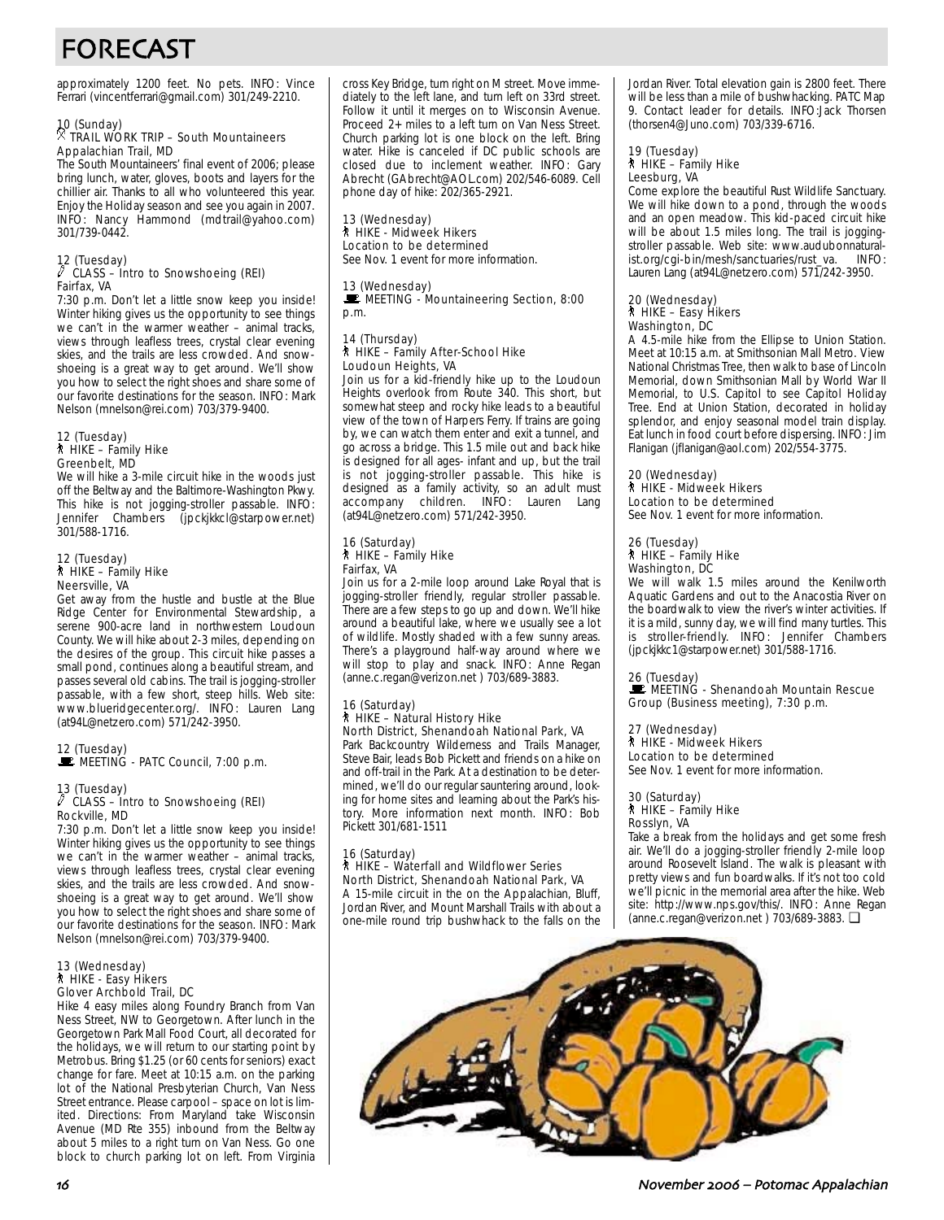# FORECAST

approximately 1200 feet. No pets. INFO: Vince Ferrari (vincentferrari@gmail.com) 301/249-2210.

10 (Sunday)
TRAIL WORK TRIP – South Mountaineers
Appalachian Trail, MD
The South Mountaineers' final event of 2006; please bring lunch, water, gloves, boots and layers for the chillier air. Thanks to all who volunteered this year. Enjoy the Holiday season and see you again in 2007. INFO: Nancy Hammond (mdtrail@yahoo.com) 301/739-0442.

12 (Tuesday)
CLASS – Intro to Snowshoeing (REI)
Fairfax, VA
7:30 p.m. Don't let a little snow keep you inside! Winter hiking gives us the opportunity to see things we can't in the warmer weather – animal tracks, views through leafless trees, crystal clear evening skies, and the trails are less crowded. And snowshoeing is a great way to get around. We'll show you how to select the right shoes and share some of our favorite destinations for the season. INFO: Mark Nelson (mnelson@rei.com) 703/379-9400.

12 (Tuesday)
HIKE – Family Hike
Greenbelt, MD
We will hike a 3-mile circuit hike in the woods just off the Beltway and the Baltimore-Washington Pkwy. This hike is not jogging-stroller passable. INFO: Jennifer Chambers (jpckjkkcl@starpower.net) 301/588-1716.

12 (Tuesday)
HIKE – Family Hike
Neersville, VA
Get away from the hustle and bustle at the Blue Ridge Center for Environmental Stewardship, a serene 900-acre land in northwestern Loudoun County. We will hike about 2-3 miles, depending on the desires of the group. This circuit hike passes a small pond, continues along a beautiful stream, and passes several old cabins. The trail is jogging-stroller passable, with a few short, steep hills. Web site: www.blueridgecenter.org/. INFO: Lauren Lang (at94L@netzero.com) 571/242-3950.

12 (Tuesday)
MEETING - PATC Council, 7:00 p.m.

13 (Tuesday)
CLASS – Intro to Snowshoeing (REI)
Rockville, MD
7:30 p.m. Don't let a little snow keep you inside! Winter hiking gives us the opportunity to see things we can't in the warmer weather – animal tracks, views through leafless trees, crystal clear evening skies, and the trails are less crowded. And snowshoeing is a great way to get around. We'll show you how to select the right shoes and share some of our favorite destinations for the season. INFO: Mark Nelson (mnelson@rei.com) 703/379-9400.

13 (Wednesday)
HIKE - Easy Hikers
Glover Archbold Trail, DC
Hike 4 easy miles along Foundry Branch from Van Ness Street, NW to Georgetown. After lunch in the Georgetown Park Mall Food Court, all decorated for the holidays, we will return to our starting point by Metrobus. Bring $1.25 (or 60 cents for seniors) exact change for fare. Meet at 10:15 a.m. on the parking lot of the National Presbyterian Church, Van Ness Street entrance. Please carpool – space on lot is limited. Directions: From Maryland take Wisconsin Avenue (MD Rte 355) inbound from the Beltway about 5 miles to a right turn on Van Ness. Go one block to church parking lot on left. From Virginia cross Key Bridge, turn right on M street. Move immediately to the left lane, and turn left on 33rd street. Follow it until it merges on to Wisconsin Avenue. Proceed 2+ miles to a left turn on Van Ness Street. Church parking lot is one block on the left. Bring water. Hike is canceled if DC public schools are closed due to inclement weather. INFO: Gary Abrecht (GAbrecht@AOL.com) 202/546-6089. Cell phone day of hike: 202/365-2921.

13 (Wednesday)
HIKE - Midweek Hikers
Location to be determined
See Nov. 1 event for more information.

13 (Wednesday)
MEETING - Mountaineering Section, 8:00 p.m.

14 (Thursday)
HIKE – Family After-School Hike
Loudoun Heights, VA
Join us for a kid-friendly hike up to the Loudoun Heights overlook from Route 340. This short, but somewhat steep and rocky hike leads to a beautiful view of the town of Harpers Ferry. If trains are going by, we can watch them enter and exit a tunnel, and go across a bridge. This 1.5 mile out and back hike is designed for all ages- infant and up, but the trail is not jogging-stroller passable. This hike is designed as a family activity, so an adult must accompany children. INFO: Lauren Lang (at94L@netzero.com) 571/242-3950.

16 (Saturday)
HIKE – Family Hike
Fairfax, VA
Join us for a 2-mile loop around Lake Royal that is jogging-stroller friendly, regular stroller passable. There are a few steps to go up and down. We'll hike around a beautiful lake, where we usually see a lot of wildlife. Mostly shaded with a few sunny areas. There's a playground half-way around where we will stop to play and snack. INFO: Anne Regan (anne.c.regan@verizon.net ) 703/689-3883.

16 (Saturday)
HIKE – Natural History Hike
North District, Shenandoah National Park, VA
Park Backcountry Wilderness and Trails Manager, Steve Bair, leads Bob Pickett and friends on a hike on and off-trail in the Park. At a destination to be determined, we'll do our regular sauntering around, looking for home sites and learning about the Park's history. More information next month. INFO: Bob Pickett 301/681-1511

16 (Saturday)
HIKE – Waterfall and Wildflower Series
North District, Shenandoah National Park, VA
A 15-mile circuit in the on the Appalachian, Bluff, Jordan River, and Mount Marshall Trails with about a one-mile round trip bushwhack to the falls on the Jordan River. Total elevation gain is 2800 feet. There will be less than a mile of bushwhacking. PATC Map 9. Contact leader for details. INFO:Jack Thorsen (thorsen4@Juno.com) 703/339-6716.

19 (Tuesday)
HIKE – Family Hike
Leesburg, VA
Come explore the beautiful Rust Wildlife Sanctuary. We will hike down to a pond, through the woods and an open meadow. This kid-paced circuit hike will be about 1.5 miles long. The trail is jogging-stroller passable. Web site: www.audubonnaturalist.org/cgi-bin/mesh/sanctuaries/rust_va. INFO: Lauren Lang (at94L@netzero.com) 571/242-3950.

20 (Wednesday)
HIKE – Easy Hikers
Washington, DC
A 4.5-mile hike from the Ellipse to Union Station. Meet at 10:15 a.m. at Smithsonian Mall Metro. View National Christmas Tree, then walk to base of Lincoln Memorial, down Smithsonian Mall by World War II Memorial, to U.S. Capitol to see Capitol Holiday Tree. End at Union Station, decorated in holiday splendor, and enjoy seasonal model train display. Eat lunch in food court before dispersing. INFO: Jim Flanigan (jflanigan@aol.com) 202/554-3775.

20 (Wednesday)
HIKE - Midweek Hikers
Location to be determined
See Nov. 1 event for more information.

26 (Tuesday)
HIKE – Family Hike
Washington, DC
We will walk 1.5 miles around the Kenilworth Aquatic Gardens and out to the Anacostia River on the boardwalk to view the river's winter activities. If it is a mild, sunny day, we will find many turtles. This is stroller-friendly. INFO: Jennifer Chambers (jpckjkkc1@starpower.net) 301/588-1716.

26 (Tuesday)
MEETING - Shenandoah Mountain Rescue Group (Business meeting), 7:30 p.m.

27 (Wednesday)
HIKE - Midweek Hikers
Location to be determined
See Nov. 1 event for more information.

30 (Saturday)
HIKE – Family Hike
Rosslyn, VA
Take a break from the holidays and get some fresh air. We'll do a jogging-stroller friendly 2-mile loop around Roosevelt Island. The walk is pleasant with pretty views and fun boardwalks. If it's not too cold we'll picnic in the memorial area after the hike. Web site: http://www.nps.gov/this/. INFO: Anne Regan (anne.c.regan@verizon.net ) 703/689-3883. ❑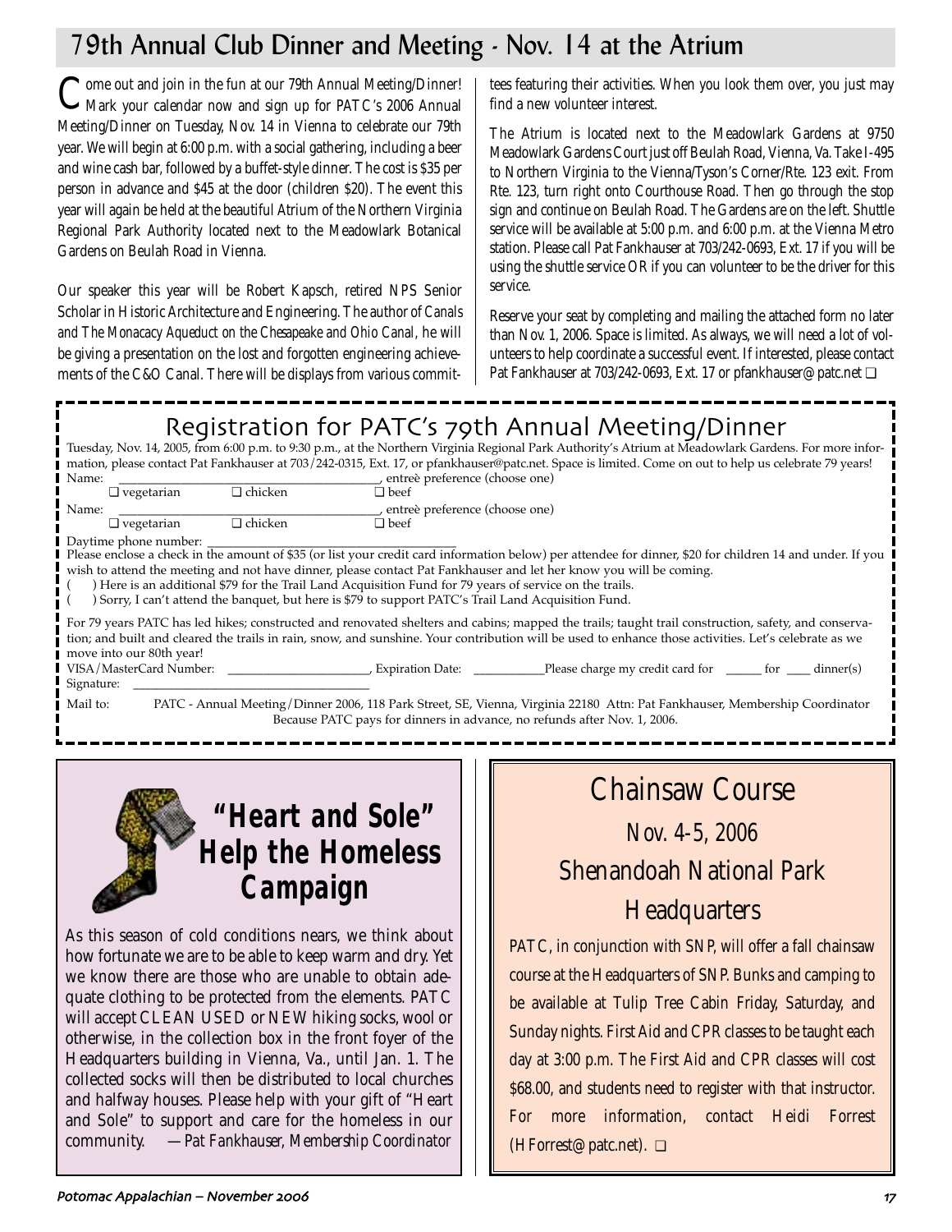# 79th Annual Club Dinner and Meeting - Nov. 14 at the Atrium

Come out and join in the fun at our 79th Annual Meeting/Dinner! Mark your calendar now and sign up for PATC's 2006 Annual Meeting/Dinner on Tuesday, Nov. 14 in Vienna to celebrate our 79th year. We will begin at 6:00 p.m. with a social gathering, including a beer and wine cash bar, followed by a buffet-style dinner. The cost is $35 per person in advance and $45 at the door (children $20). The event this year will again be held at the beautiful Atrium of the Northern Virginia Regional Park Authority located next to the Meadowlark Botanical Gardens on Beulah Road in Vienna.

Our speaker this year will be Robert Kapsch, retired NPS Senior Scholar in Historic Architecture and Engineering. The author of *Canals* and *The Monacacy Aqueduct on the Chesapeake and Ohio Canal*, he will be giving a presentation on the lost and forgotten engineering achievements of the C&O Canal. There will be displays from various committees featuring their activities. When you look them over, you just may find a new volunteer interest.

The Atrium is located next to the Meadowlark Gardens at 9750 Meadowlark Gardens Court just off Beulah Road, Vienna, Va. Take I-495 to Northern Virginia to the Vienna/Tyson's Corner/Rte. 123 exit. From Rte. 123, turn right onto Courthouse Road. Then go through the stop sign and continue on Beulah Road. The Gardens are on the left. Shuttle service will be available at 5:00 p.m. and 6:00 p.m. at the Vienna Metro station. Please call Pat Fankhauser at 703/242-0693, Ext. 17 if you will be using the shuttle service OR if you can volunteer to be the driver for this service.

Reserve your seat by completing and mailing the attached form no later than Nov. 1, 2006. Space is limited. As always, we will need a lot of volunteers to help coordinate a successful event. If interested, please contact Pat Fankhauser at 703/242-0693, Ext. 17 or pfankhauser@patc.net ❑

## Registration for PATC's 79th Annual Meeting/Dinner

Tuesday, Nov. 14, 2005, from 6:00 p.m. to 9:30 p.m., at the Northern Virginia Regional Park Authority's Atrium at Meadowlark Gardens. For more information, please contact Pat Fankhauser at 703/242-0315, Ext. 17, or pfankhauser@patc.net. Space is limited. Come on out to help us celebrate 79 years!

Name: ______________________________, entreè preference (choose one)
❑ vegetarian ❑ chicken ❑ beef

Name: ______________________________, entreè preference (choose one)
❑ vegetarian ❑ chicken ❑ beef

Daytime phone number: ______________________________

Please enclose a check in the amount of $35 (or list your credit card information below) per attendee for dinner, $20 for children 14 and under. If you wish to attend the meeting and not have dinner, please contact Pat Fankhauser and let her know you will be coming.

( ) Here is an additional $79 for the Trail Land Acquisition Fund for 79 years of service on the trails.
( ) Sorry, I can't attend the banquet, but here is $79 to support PATC's Trail Land Acquisition Fund.

For 79 years PATC has led hikes; constructed and renovated shelters and cabins; mapped the trails; taught trail construction, safety, and conservation; and built and cleared the trails in rain, snow, and sunshine. Your contribution will be used to enhance those activities. Let's celebrate as we move into our 80th year!

VISA/MasterCard Number: ____________________, Expiration Date: __________ Please charge my credit card for ______ for ____ dinner(s)

Signature: ______________________________

Mail to: PATC - Annual Meeting/Dinner 2006, 118 Park Street, SE, Vienna, Virginia 22180 Attn: Pat Fankhauser, Membership Coordinator

Because PATC pays for dinners in advance, no refunds after Nov. 1, 2006.

## "Heart and Sole" Help the Homeless Campaign

As this season of cold conditions nears, we think about how fortunate we are to be able to keep warm and dry. Yet we know there are those who are unable to obtain adequate clothing to be protected from the elements. PATC will accept CLEAN USED or NEW hiking socks, wool or otherwise, in the collection box in the front foyer of the Headquarters building in Vienna, Va., until Jan. 1. The collected socks will then be distributed to local churches and halfway houses. Please help with your gift of "Heart and Sole" to support and care for the homeless in our community. *—Pat Fankhauser, Membership Coordinator*

## Chainsaw Course
### Nov. 4-5, 2006
### Shenandoah National Park Headquarters

PATC, in conjunction with SNP, will offer a fall chainsaw course at the Headquarters of SNP. Bunks and camping to be available at Tulip Tree Cabin Friday, Saturday, and Sunday nights. First Aid and CPR classes to be taught each day at 3:00 p.m. The First Aid and CPR classes will cost $68.00, and students need to register with that instructor. For more information, contact Heidi Forrest (HForrest@patc.net). ❑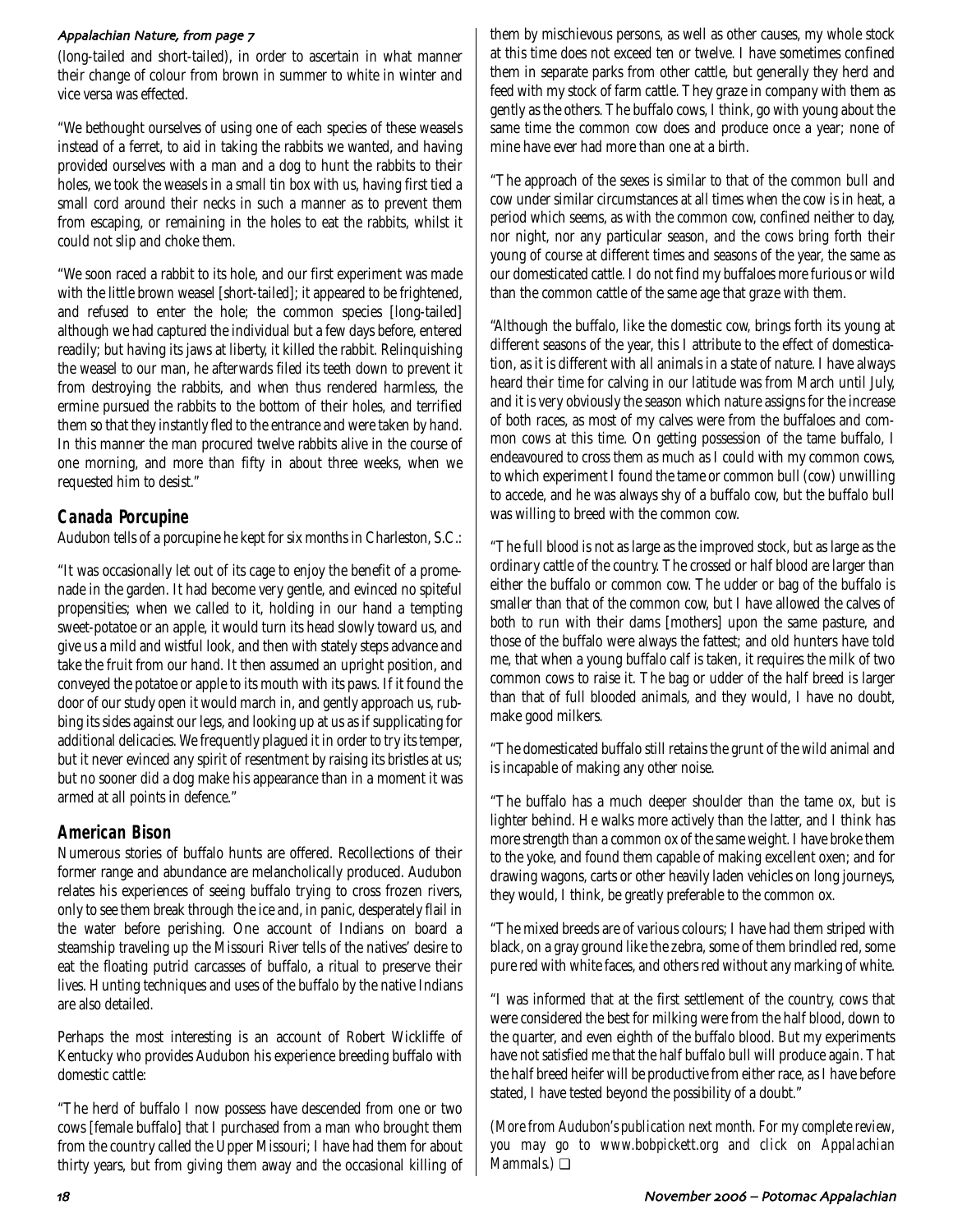*Appalachian Nature, from page 7*

(long-tailed and short-tailed), in order to ascertain in what manner their change of colour from brown in summer to white in winter and vice versa was effected.

"We bethought ourselves of using one of each species of these weasels instead of a ferret, to aid in taking the rabbits we wanted, and having provided ourselves with a man and a dog to hunt the rabbits to their holes, we took the weasels in a small tin box with us, having first tied a small cord around their necks in such a manner as to prevent them from escaping, or remaining in the holes to eat the rabbits, whilst it could not slip and choke them.

"We soon raced a rabbit to its hole, and our first experiment was made with the little brown weasel [short-tailed]; it appeared to be frightened, and refused to enter the hole; the common species [long-tailed] although we had captured the individual but a few days before, entered readily; but having its jaws at liberty, it killed the rabbit. Relinquishing the weasel to our man, he afterwards filed its teeth down to prevent it from destroying the rabbits, and when thus rendered harmless, the ermine pursued the rabbits to the bottom of their holes, and terrified them so that they instantly fled to the entrance and were taken by hand. In this manner the man procured twelve rabbits alive in the course of one morning, and more than fifty in about three weeks, when we requested him to desist."

## Canada Porcupine

Audubon tells of a porcupine he kept for six months in Charleston, S.C.:

"It was occasionally let out of its cage to enjoy the benefit of a promenade in the garden. It had become very gentle, and evinced no spiteful propensities; when we called to it, holding in our hand a tempting sweet-potatoe or an apple, it would turn its head slowly toward us, and give us a mild and wistful look, and then with stately steps advance and take the fruit from our hand. It then assumed an upright position, and conveyed the potatoe or apple to its mouth with its paws. If it found the door of our study open it would march in, and gently approach us, rubbing its sides against our legs, and looking up at us as if supplicating for additional delicacies. We frequently plagued it in order to try its temper, but it never evinced any spirit of resentment by raising its bristles at us; but no sooner did a dog make his appearance than in a moment it was armed at all points in defence."

## American Bison

Numerous stories of buffalo hunts are offered. Recollections of their former range and abundance are melancholically produced. Audubon relates his experiences of seeing buffalo trying to cross frozen rivers, only to see them break through the ice and, in panic, desperately flail in the water before perishing. One account of Indians on board a steamship traveling up the Missouri River tells of the natives' desire to eat the floating putrid carcasses of buffalo, a ritual to preserve their lives. Hunting techniques and uses of the buffalo by the native Indians are also detailed.

Perhaps the most interesting is an account of Robert Wickliffe of Kentucky who provides Audubon his experience breeding buffalo with domestic cattle:

"The herd of buffalo I now possess have descended from one or two cows [female buffalo] that I purchased from a man who brought them from the country called the Upper Missouri; I have had them for about thirty years, but from giving them away and the occasional killing of them by mischievous persons, as well as other causes, my whole stock at this time does not exceed ten or twelve. I have sometimes confined them in separate parks from other cattle, but generally they herd and feed with my stock of farm cattle. They graze in company with them as gently as the others. The buffalo cows, I think, go with young about the same time the common cow does and produce once a year; none of mine have ever had more than one at a birth.

"The approach of the sexes is similar to that of the common bull and cow under similar circumstances at all times when the cow is in heat, a period which seems, as with the common cow, confined neither to day, nor night, nor any particular season, and the cows bring forth their young of course at different times and seasons of the year, the same as our domesticated cattle. I do not find my buffaloes more furious or wild than the common cattle of the same age that graze with them.

"Although the buffalo, like the domestic cow, brings forth its young at different seasons of the year, this I attribute to the effect of domestication, as it is different with all animals in a state of nature. I have always heard their time for calving in our latitude was from March until July, and it is very obviously the season which nature assigns for the increase of both races, as most of my calves were from the buffaloes and common cows at this time. On getting possession of the tame buffalo, I endeavoured to cross them as much as I could with my common cows, to which experiment I found the tame or common bull (cow) unwilling to accede, and he was always shy of a buffalo cow, but the buffalo bull was willing to breed with the common cow.

"The full blood is not as large as the improved stock, but as large as the ordinary cattle of the country. The crossed or half blood are larger than either the buffalo or common cow. The udder or bag of the buffalo is smaller than that of the common cow, but I have allowed the calves of both to run with their dams [mothers] upon the same pasture, and those of the buffalo were always the fattest; and old hunters have told me, that when a young buffalo calf is taken, it requires the milk of two common cows to raise it. The bag or udder of the half breed is larger than that of full blooded animals, and they would, I have no doubt, make good milkers.

"The domesticated buffalo still retains the grunt of the wild animal and is incapable of making any other noise.

"The buffalo has a much deeper shoulder than the tame ox, but is lighter behind. He walks more actively than the latter, and I think has more strength than a common ox of the same weight. I have broke them to the yoke, and found them capable of making excellent oxen; and for drawing wagons, carts or other heavily laden vehicles on long journeys, they would, I think, be greatly preferable to the common ox.

"The mixed breeds are of various colours; I have had them striped with black, on a gray ground like the zebra, some of them brindled red, some pure red with white faces, and others red without any marking of white.

"I was informed that at the first settlement of the country, cows that were considered the best for milking were from the half blood, down to the quarter, and even eighth of the buffalo blood. But my experiments have not satisfied me that the half buffalo bull will produce again. That the half breed heifer will be productive from either race, as I have before stated, I have tested beyond the possibility of a doubt."

*(More from Audubon's publication next month. For my complete review, you may go to www.bobpickett.org and click on Appalachian Mammals.)* ❑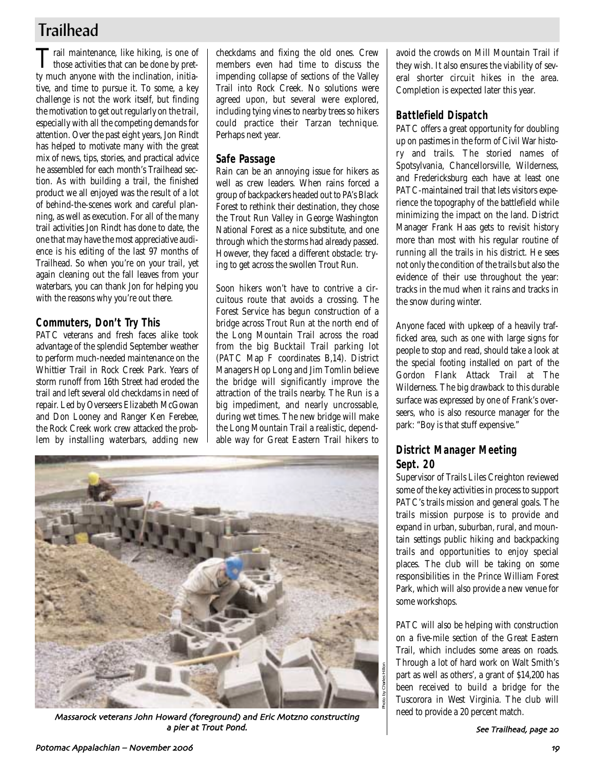# Trailhead

Trail maintenance, like hiking, is one of those activities that can be done by pretty much anyone with the inclination, initiative, and time to pursue it. To some, a key challenge is not the work itself, but finding the motivation to get out regularly on the trail, especially with all the competing demands for attention. Over the past eight years, Jon Rindt has helped to motivate many with the great mix of news, tips, stories, and practical advice he assembled for each month's Trailhead section. As with building a trail, the finished product we all enjoyed was the result of a lot of behind-the-scenes work and careful planning, as well as execution. For all of the many trail activities Jon Rindt has done to date, the one that may have the most appreciative audience is his editing of the last 97 months of Trailhead. So when you're on your trail, yet again cleaning out the fall leaves from your waterbars, you can thank Jon for helping you with the reasons why you're out there.

## Commuters, Don't Try This

PATC veterans and fresh faces alike took advantage of the splendid September weather to perform much-needed maintenance on the Whittier Trail in Rock Creek Park. Years of storm runoff from 16th Street had eroded the trail and left several old checkdams in need of repair. Led by Overseers Elizabeth McGowan and Don Looney and Ranger Ken Ferebee, the Rock Creek work crew attacked the problem by installing waterbars, adding new checkdams and fixing the old ones. Crew members even had time to discuss the impending collapse of sections of the Valley Trail into Rock Creek. No solutions were agreed upon, but several were explored, including tying vines to nearby trees so hikers could practice their Tarzan technique. Perhaps next year.

## Safe Passage

Rain can be an annoying issue for hikers as well as crew leaders. When rains forced a group of backpackers headed out to PA's Black Forest to rethink their destination, they chose the Trout Run Valley in George Washington National Forest as a nice substitute, and one through which the storms had already passed. However, they faced a different obstacle: trying to get across the swollen Trout Run.

Soon hikers won't have to contrive a circuitous route that avoids a crossing. The Forest Service has begun construction of a bridge across Trout Run at the north end of the Long Mountain Trail across the road from the big Bucktail Trail parking lot (PATC Map F coordinates B,14). District Managers Hop Long and Jim Tomlin believe the bridge will significantly improve the attraction of the trails nearby. The Run is a big impediment, and nearly uncrossable, during wet times. The new bridge will make the Long Mountain Trail a realistic, dependable way for Great Eastern Trail hikers to avoid the crowds on Mill Mountain Trail if they wish. It also ensures the viability of several shorter circuit hikes in the area. Completion is expected later this year.

*Massarock veterans John Howard (foreground) and Eric Motzno constructing a pier at Trout Pond.*

Photo by Charles Hillon

## Battlefield Dispatch

PATC offers a great opportunity for doubling up on pastimes in the form of Civil War history and trails. The storied names of Spotsylvania, Chancellorsville, Wilderness, and Fredericksburg each have at least one PATC-maintained trail that lets visitors experience the topography of the battlefield while minimizing the impact on the land. District Manager Frank Haas gets to revisit history more than most with his regular routine of running all the trails in his district. He sees not only the condition of the trails but also the evidence of their use throughout the year: tracks in the mud when it rains and tracks in the snow during winter.

Anyone faced with upkeep of a heavily trafficked area, such as one with large signs for people to stop and read, should take a look at the special footing installed on part of the Gordon Flank Attack Trail at The Wilderness. The big drawback to this durable surface was expressed by one of Frank's overseers, who is also resource manager for the park: "Boy is that stuff expensive."

## District Manager Meeting Sept. 20

Supervisor of Trails Liles Creighton reviewed some of the key activities in process to support PATC's trails mission and general goals. The trails mission purpose is to provide and expand in urban, suburban, rural, and mountain settings public hiking and backpacking trails and opportunities to enjoy special places. The club will be taking on some responsibilities in the Prince William Forest Park, which will also provide a new venue for some workshops.

PATC will also be helping with construction on a five-mile section of the Great Eastern Trail, which includes some areas on roads. Through a lot of hard work on Walt Smith's part as well as others', a grant of $14,200 has been received to build a bridge for the Tuscorora in West Virginia. The club will need to provide a 20 percent match.

*See Trailhead, page 20*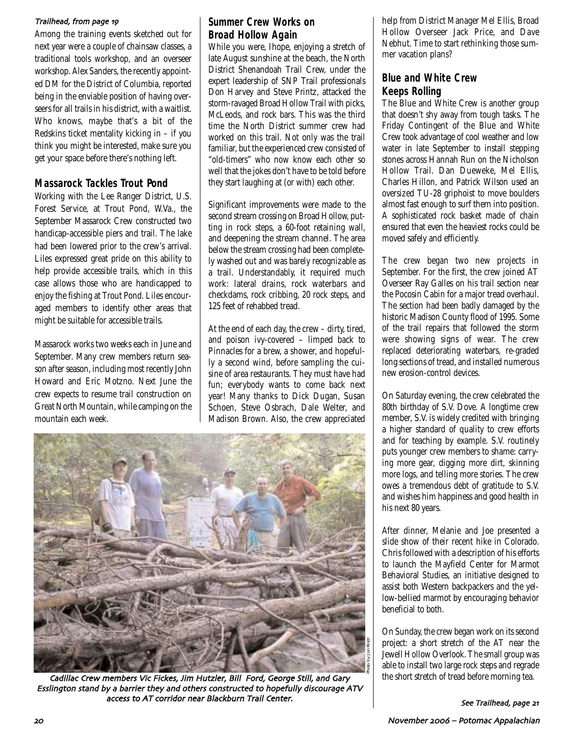*Trailhead, from page 19*

Among the training events sketched out for next year were a couple of chainsaw classes, a traditional tools workshop, and an overseer workshop. Alex Sanders, the recently appointed DM for the District of Columbia, reported being in the enviable position of having overseers for all trails in his district, with a waitlist. Who knows, maybe that's a bit of the Redskins ticket mentality kicking in – if you think you might be interested, make sure you get your space before there's nothing left.

## Massarock Tackles Trout Pond

Working with the Lee Ranger District, U.S. Forest Service, at Trout Pond, W.Va., the September Massarock Crew constructed two handicap-accessible piers and trail. The lake had been lowered prior to the crew's arrival. Liles expressed great pride on this ability to help provide accessible trails, which in this case allows those who are handicapped to enjoy the fishing at Trout Pond. Liles encouraged members to identify other areas that might be suitable for accessible trails.

Massarock works two weeks each in June and September. Many crew members return season after season, including most recently John Howard and Eric Motzno. Next June the crew expects to resume trail construction on Great North Mountain, while camping on the mountain each week.

## Summer Crew Works on Broad Hollow Again

While you were, I hope, enjoying a stretch of late August sunshine at the beach, the North District Shenandoah Trail Crew, under the expert leadership of SNP Trail professionals Don Harvey and Steve Printz, attacked the storm-ravaged Broad Hollow Trail with picks, McLeods, and rock bars. This was the third time the North District summer crew had worked on this trail. Not only was the trail familiar, but the experienced crew consisted of "old-timers" who now know each other so well that the jokes don't have to be told before they start laughing at (or with) each other.

Significant improvements were made to the second stream crossing on Broad Hollow, putting in rock steps, a 60-foot retaining wall, and deepening the stream channel. The area below the stream crossing had been completely washed out and was barely recognizable as a trail. Understandably, it required much work: lateral drains, rock waterbars and checkdams, rock cribbing, 20 rock steps, and 125 feet of rehabbed tread.

At the end of each day, the crew – dirty, tired, and poison ivy-covered – limped back to Pinnacles for a brew, a shower, and hopefully a second wind, before sampling the cuisine of area restaurants. They must have had fun; everybody wants to come back next year! Many thanks to Dick Dugan, Susan Schoen, Steve Osbrach, Dale Welter, and Madison Brown. Also, the crew appreciated help from District Manager Mel Ellis, Broad Hollow Overseer Jack Price, and Dave Nebhut. Time to start rethinking those summer vacation plans?

*Cadillac Crew members Vic Fickes, Jim Hutzler, Bill Ford, George Still, and Gary Esslington stand by a barrier they and others constructed to hopefully discourage ATV access to AT corridor near Blackburn Trail Center.*

Photo by Jon Rindt

## Blue and White Crew Keeps Rolling

The Blue and White Crew is another group that doesn't shy away from tough tasks. The Friday Contingent of the Blue and White Crew took advantage of cool weather and low water in late September to install stepping stones across Hannah Run on the Nicholson Hollow Trail. Dan Dueweke, Mel Ellis, Charles Hillon, and Patrick Wilson used an oversized TU-28 griphoist to move boulders almost fast enough to surf them into position. A sophisticated rock basket made of chain ensured that even the heaviest rocks could be moved safely and efficiently.

The crew began two new projects in September. For the first, the crew joined AT Overseer Ray Galles on his trail section near the Pocosin Cabin for a major tread overhaul. The section had been badly damaged by the historic Madison County flood of 1995. Some of the trail repairs that followed the storm were showing signs of wear. The crew replaced deteriorating waterbars, re-graded long sections of tread, and installed numerous new erosion-control devices.

On Saturday evening, the crew celebrated the 80th birthday of S.V. Dove. A longtime crew member, S.V. is widely credited with bringing a higher standard of quality to crew efforts and for teaching by example. S.V. routinely puts younger crew members to shame: carrying more gear, digging more dirt, skinning more logs, and telling more stories. The crew owes a tremendous debt of gratitude to S.V. and wishes him happiness and good health in his next 80 years.

After dinner, Melanie and Joe presented a slide show of their recent hike in Colorado. Chris followed with a description of his efforts to launch the Mayfield Center for Marmot Behavioral Studies, an initiative designed to assist both Western backpackers and the yellow-bellied marmot by encouraging behavior beneficial to both.

On Sunday, the crew began work on its second project: a short stretch of the AT near the Jewell Hollow Overlook. The small group was able to install two large rock steps and regrade the short stretch of tread before morning tea.

*See Trailhead, page 21*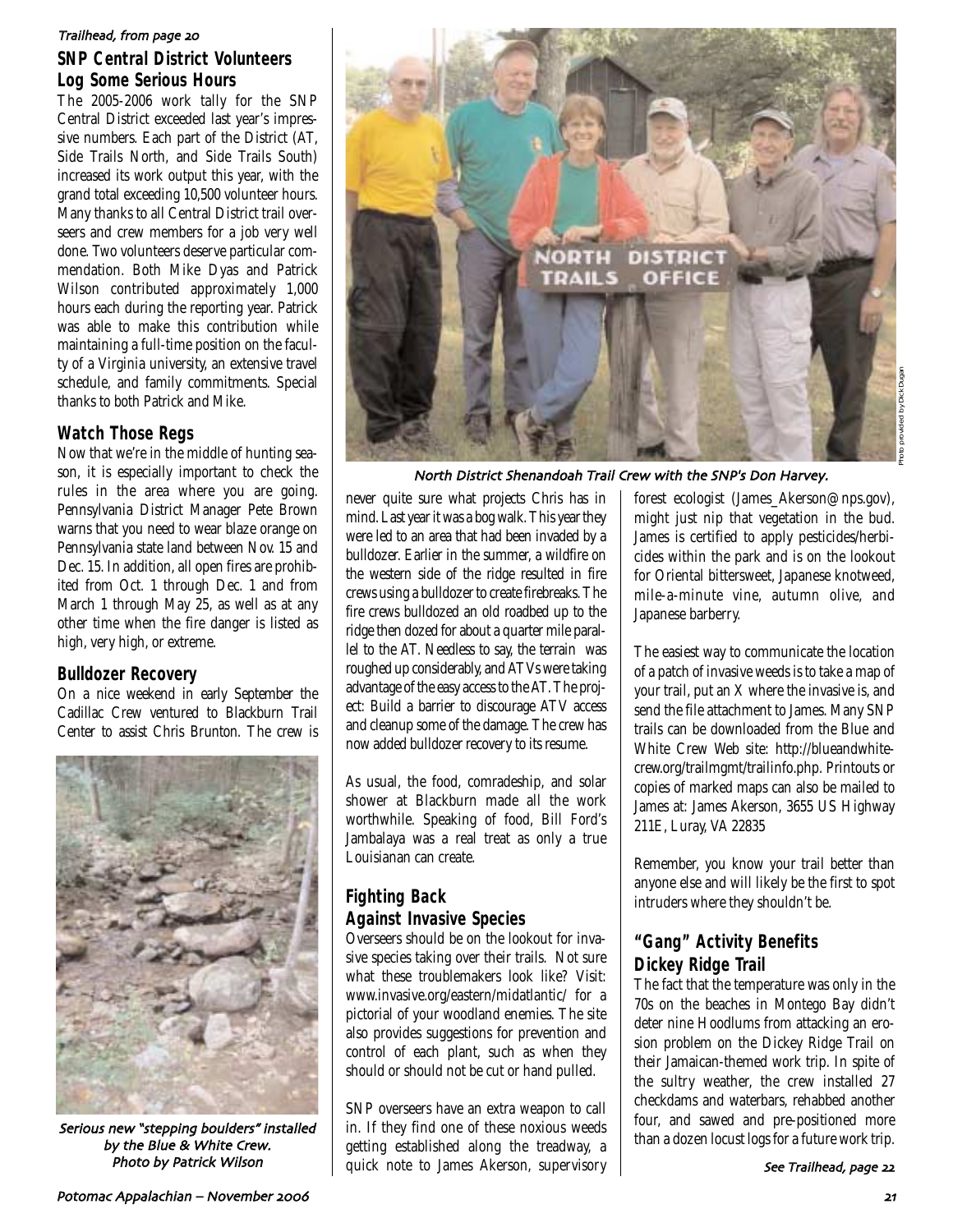*Trailhead, from page 20*

### SNP Central District Volunteers Log Some Serious Hours

The 2005-2006 work tally for the SNP Central District exceeded last year's impressive numbers. Each part of the District (AT, Side Trails North, and Side Trails South) increased its work output this year, with the grand total exceeding 10,500 volunteer hours. Many thanks to all Central District trail overseers and crew members for a job very well done. Two volunteers deserve particular commendation. Both Mike Dyas and Patrick Wilson contributed approximately 1,000 hours each during the reporting year. Patrick was able to make this contribution while maintaining a full-time position on the faculty of a Virginia university, an extensive travel schedule, and family commitments. Special thanks to both Patrick and Mike.

### Watch Those Regs

Now that we're in the middle of hunting season, it is especially important to check the rules in the area where you are going. Pennsylvania District Manager Pete Brown warns that you need to wear blaze orange on Pennsylvania state land between Nov. 15 and Dec. 15. In addition, all open fires are prohibited from Oct. 1 through Dec. 1 and from March 1 through May 25, as well as at any other time when the fire danger is listed as high, very high, or extreme.

### Bulldozer Recovery

On a nice weekend in early September the Cadillac Crew ventured to Blackburn Trail Center to assist Chris Brunton. The crew is never quite sure what projects Chris has in mind. Last year it was a bog walk. This year they were led to an area that had been invaded by a bulldozer. Earlier in the summer, a wildfire on the western side of the ridge resulted in fire crews using a bulldozer to create firebreaks. The fire crews bulldozed an old roadbed up to the ridge then dozed for about a quarter mile parallel to the AT. Needless to say, the terrain was roughed up considerably, and ATVs were taking advantage of the easy access to the AT. The project: Build a barrier to discourage ATV access and cleanup some of the damage. The crew has now added bulldozer recovery to its resume.

*Serious new "stepping boulders" installed by the Blue & White Crew. Photo by Patrick Wilson*

*North District Shenandoah Trail Crew with the SNP's Don Harvey.*

Photo provided by Dick Dugan

As usual, the food, comradeship, and solar shower at Blackburn made all the work worthwhile. Speaking of food, Bill Ford's Jambalaya was a real treat as only a true Louisianan can create.

### Fighting Back Against Invasive Species

Overseers should be on the lookout for invasive species taking over their trails. Not sure what these troublemakers look like? Visit: www.invasive.org/eastern/midatlantic/ for a pictorial of your woodland enemies. The site also provides suggestions for prevention and control of each plant, such as when they should or should not be cut or hand pulled.

SNP overseers have an extra weapon to call in. If they find one of these noxious weeds getting established along the treadway, a quick note to James Akerson, supervisory forest ecologist (James_Akerson@nps.gov), might just nip that vegetation in the bud. James is certified to apply pesticides/herbicides within the park and is on the lookout for Oriental bittersweet, Japanese knotweed, mile-a-minute vine, autumn olive, and Japanese barberry.

The easiest way to communicate the location of a patch of invasive weeds is to take a map of your trail, put an X where the invasive is, and send the file attachment to James. Many SNP trails can be downloaded from the Blue and White Crew Web site: http://blueandwhitecrew.org/trailmgmt/trailinfo.php. Printouts or copies of marked maps can also be mailed to James at: James Akerson, 3655 US Highway 211E, Luray, VA 22835

Remember, you know your trail better than anyone else and will likely be the first to spot intruders where they shouldn't be.

### "Gang" Activity Benefits Dickey Ridge Trail

The fact that the temperature was only in the 70s on the beaches in Montego Bay didn't deter nine Hoodlums from attacking an erosion problem on the Dickey Ridge Trail on their Jamaican-themed work trip. In spite of the sultry weather, the crew installed 27 checkdams and waterbars, rehabbed another four, and sawed and pre-positioned more than a dozen locust logs for a future work trip.

*See Trailhead, page 22*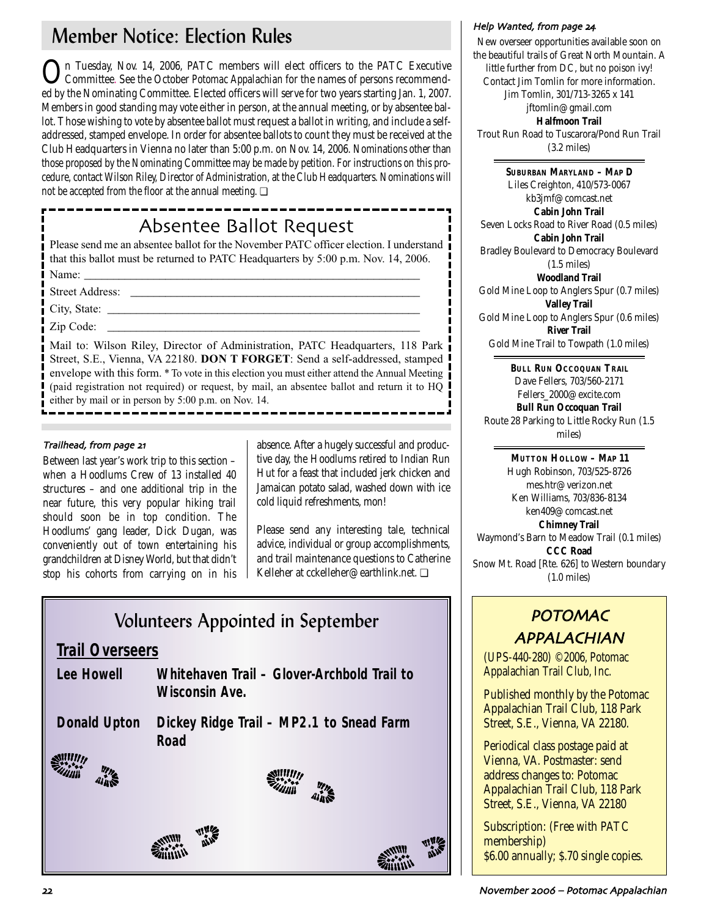# Member Notice: Election Rules

On Tuesday, Nov. 14, 2006, PATC members will elect officers to the PATC Executive Committee. See the October *Potomac Appalachian* for the names of persons recommended by the Nominating Committee. Elected officers will serve for two years starting Jan. 1, 2007. Members in good standing may vote either in person, at the annual meeting, or by absentee ballot. Those wishing to vote by absentee ballot must request a ballot in writing, and include a self-addressed, stamped envelope. In order for absentee ballots to count they must be received at the Club Headquarters in Vienna no later than 5:00 p.m. on Nov. 14, 2006. *Nominations other than those proposed by the Nominating Committee may be made by petition. For instructions on this procedure, contact Wilson Riley, Director of Administration, at the Club Headquarters. Nominations will not be accepted from the floor at the annual meeting.* ❑

## Absentee Ballot Request

Please send me an absentee ballot for the November PATC officer election. I understand that this ballot must be returned to PATC Headquarters by 5:00 p.m. Nov. 14, 2006.

Name: ______________________________

Street Address: ______________________________

City, State: ______________________________

Zip Code: ______________________________

Mail to: Wilson Riley, Director of Administration, PATC Headquarters, 118 Park Street, S.E., Vienna, VA 22180. **DON T FORGET**: Send a self-addressed, stamped envelope with this form. * To vote in this election you must either attend the Annual Meeting (paid registration not required) or request, by mail, an absentee ballot and return it to HQ either by mail or in person by 5:00 p.m. on Nov. 14.

### *Trailhead, from page 21*

Between last year's work trip to this section – when a Hoodlums Crew of 13 installed 40 structures – and one additional trip in the near future, this very popular hiking trail should soon be in top condition. The Hoodlums' gang leader, Dick Dugan, was conveniently out of town entertaining his grandchildren at Disney World, but that didn't stop his cohorts from carrying on in his absence. After a hugely successful and productive day, the Hoodlums retired to Indian Run Hut for a feast that included jerk chicken and Jamaican potato salad, washed down with ice cold liquid refreshments, mon!

Please send any interesting tale, technical advice, individual or group accomplishments, and trail maintenance questions to Catherine Kelleher at cckelleher@earthlink.net. ❑

## Volunteers Appointed in September

**Trail Overseers**

**Lee Howell** — **Whitehaven Trail – Glover-Archbold Trail to Wisconsin Ave.**

**Donald Upton** — **Dickey Ridge Trail – MP2.1 to Snead Farm Road**

### *Help Wanted, from page 24*

New overseer opportunities available soon on the beautiful trails of Great North Mountain. A little further from DC, but no poison ivy! Contact Jim Tomlin for more information.
Jim Tomlin, 301/713-3265 x 141
jftomlin@gmail.com

**Halfmoon Trail**
Trout Run Road to Tuscarora/Pond Run Trail (3.2 miles)

**SUBURBAN MARYLAND – MAP D**
Liles Creighton, 410/573-0067
kb3jmf@comcast.net

**Cabin John Trail**
Seven Locks Road to River Road (0.5 miles)

**Cabin John Trail**
Bradley Boulevard to Democracy Boulevard (1.5 miles)

**Woodland Trail**
Gold Mine Loop to Anglers Spur (0.7 miles)

**Valley Trail**
Gold Mine Loop to Anglers Spur (0.6 miles)

**River Trail**
Gold Mine Trail to Towpath (1.0 miles)

**BULL RUN OCCOQUAN TRAIL**
Dave Fellers, 703/560-2171
Fellers_2000@excite.com

**Bull Run Occoquan Trail**
Route 28 Parking to Little Rocky Run (1.5 miles)

**MUTTON HOLLOW – MAP 11**
Hugh Robinson, 703/525-8726
mes.htr@verizon.net
Ken Williams, 703/836-8134
ken409@comcast.net

**Chimney Trail**
Waymond's Barn to Meadow Trail (0.1 miles)

**CCC Road**
Snow Mt. Road [Rte. 626] to Western boundary (1.0 miles)

## POTOMAC APPALACHIAN

(UPS-440-280) ©2006, Potomac Appalachian Trail Club, Inc.

Published monthly by the Potomac Appalachian Trail Club, 118 Park Street, S.E., Vienna, VA 22180.

Periodical class postage paid at Vienna, VA. Postmaster: send address changes to: Potomac Appalachian Trail Club, 118 Park Street, S.E., Vienna, VA 22180

Subscription: (Free with PATC membership)
\$6.00 annually; \$.70 single copies.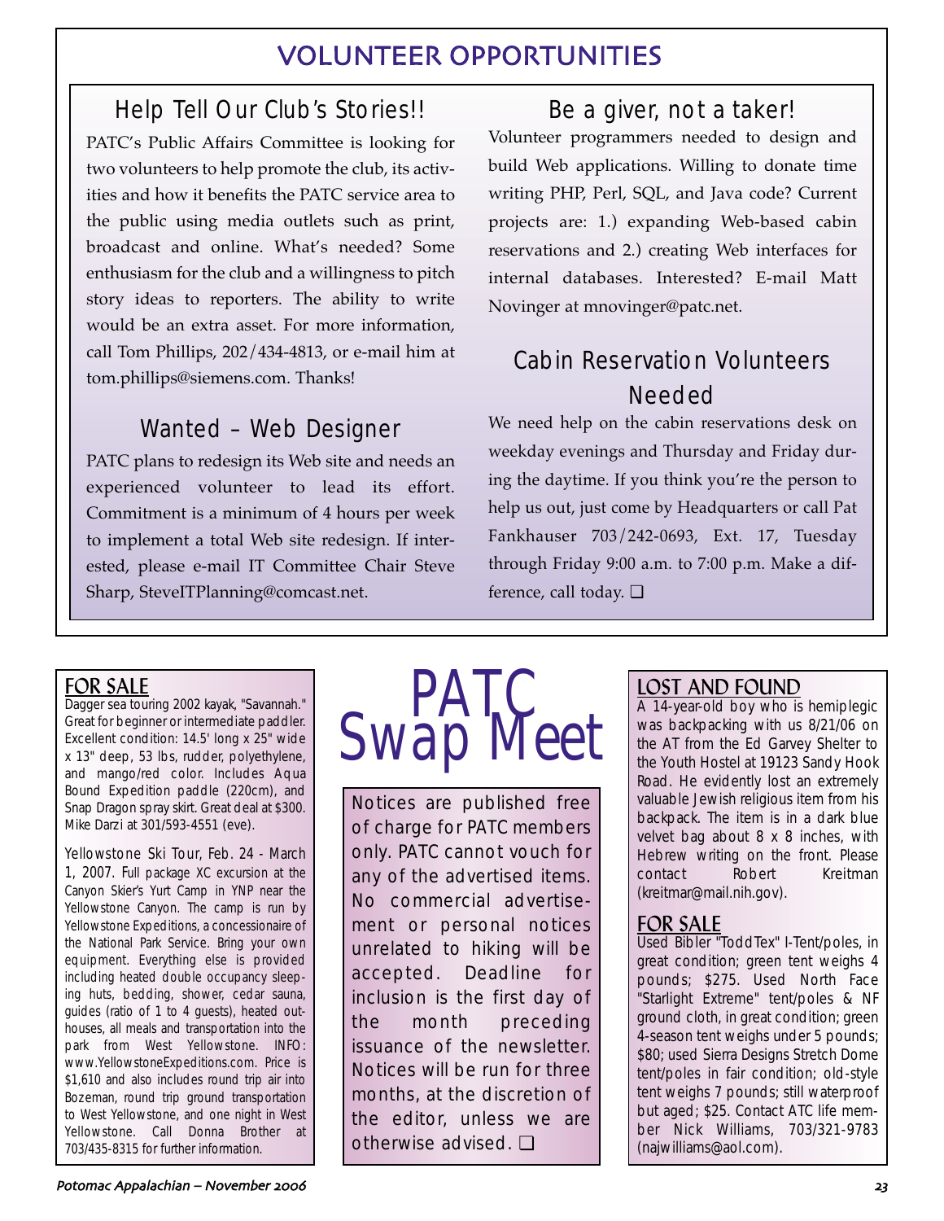# VOLUNTEER OPPORTUNITIES

## Help Tell Our Club's Stories!!

PATC's Public Affairs Committee is looking for two volunteers to help promote the club, its activities and how it benefits the PATC service area to the public using media outlets such as print, broadcast and online. What's needed? Some enthusiasm for the club and a willingness to pitch story ideas to reporters. The ability to write would be an extra asset. For more information, call Tom Phillips, 202/434-4813, or e-mail him at tom.phillips@siemens.com. Thanks!

## Wanted – Web Designer

PATC plans to redesign its Web site and needs an experienced volunteer to lead its effort. Commitment is a minimum of 4 hours per week to implement a total Web site redesign. If interested, please e-mail IT Committee Chair Steve Sharp, SteveITPlanning@comcast.net.

## Be a giver, not a taker!

Volunteer programmers needed to design and build Web applications. Willing to donate time writing PHP, Perl, SQL, and Java code? Current projects are: 1.) expanding Web-based cabin reservations and 2.) creating Web interfaces for internal databases. Interested? E-mail Matt Novinger at mnovinger@patc.net.

## Cabin Reservation Volunteers Needed

We need help on the cabin reservations desk on weekday evenings and Thursday and Friday during the daytime. If you think you're the person to help us out, just come by Headquarters or call Pat Fankhauser 703/242-0693, Ext. 17, Tuesday through Friday 9:00 a.m. to 7:00 p.m. Make a difference, call today. ❑

# PATC Swap Meet

Notices are published free of charge for PATC members only. PATC cannot vouch for any of the advertised items. No commercial advertisement or personal notices unrelated to hiking will be accepted. Deadline for inclusion is the first day of the month preceding issuance of the newsletter. Notices will be run for three months, at the discretion of the editor, unless we are otherwise advised. ❑

### FOR SALE

Dagger sea touring 2002 kayak, "Savannah." Great for beginner or intermediate paddler. Excellent condition: 14.5' long x 25" wide x 13" deep, 53 lbs, rudder, polyethylene, and mango/red color. Includes Aqua Bound Expedition paddle (220cm), and Snap Dragon spray skirt. Great deal at $300. Mike Darzi at 301/593-4551 (eve).

Yellowstone Ski Tour, Feb. 24 - March 1, 2007. Full package XC excursion at the Canyon Skier's Yurt Camp in YNP near the Yellowstone Canyon. The camp is run by Yellowstone Expeditions, a concessionaire of the National Park Service. Bring your own equipment. Everything else is provided including heated double occupancy sleeping huts, bedding, shower, cedar sauna, guides (ratio of 1 to 4 guests), heated outhouses, all meals and transportation into the park from West Yellowstone. INFO: www.YellowstoneExpeditions.com. Price is $1,610 and also includes round trip air into Bozeman, round trip ground transportation to West Yellowstone, and one night in West Yellowstone. Call Donna Brother at 703/435-8315 for further information.

### LOST AND FOUND

A 14-year-old boy who is hemiplegic was backpacking with us 8/21/06 on the AT from the Ed Garvey Shelter to the Youth Hostel at 19123 Sandy Hook Road. He evidently lost an extremely valuable Jewish religious item from his backpack. The item is in a dark blue velvet bag about 8 x 8 inches, with Hebrew writing on the front. Please contact Robert Kreitman (kreitmar@mail.nih.gov).

### FOR SALE

Used Bibler "ToddTex" I-Tent/poles, in great condition; green tent weighs 4 pounds; $275. Used North Face "Starlight Extreme" tent/poles & NF ground cloth, in great condition; green 4-season tent weighs under 5 pounds; $80; used Sierra Designs Stretch Dome tent/poles in fair condition; old-style tent weighs 7 pounds; still waterproof but aged; $25. Contact ATC life member Nick Williams, 703/321-9783 (najwilliams@aol.com).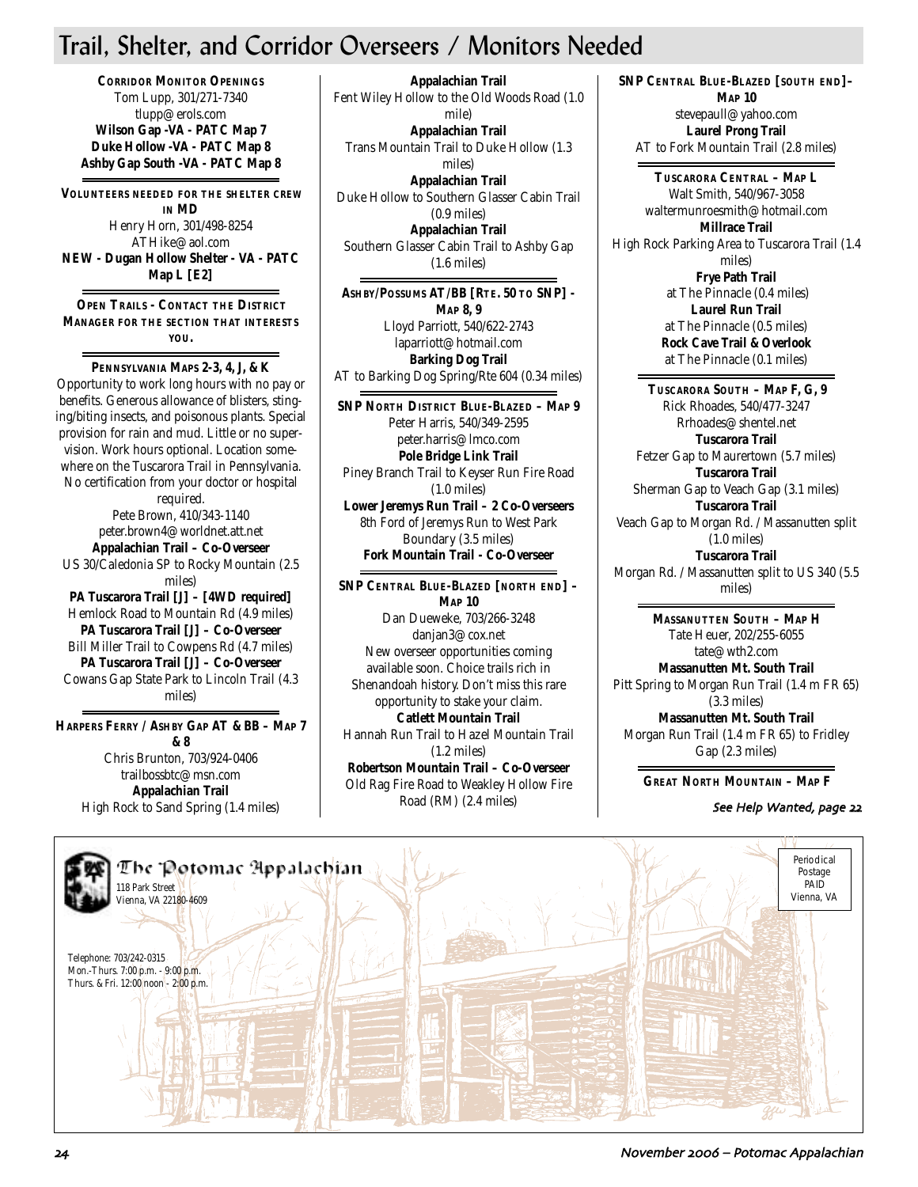# Trail, Shelter, and Corridor Overseers / Monitors Needed

**CORRIDOR MONITOR OPENINGS**
Tom Lupp, 301/271-7340
tlupp@erols.com
**Wilson Gap -VA - PATC Map 7**
**Duke Hollow -VA - PATC Map 8**
**Ashby Gap South -VA - PATC Map 8**

**VOLUNTEERS NEEDED FOR THE SHELTER CREW IN MD**
Henry Horn, 301/498-8254
ATHike@aol.com
**NEW - Dugan Hollow Shelter - VA - PATC Map L [E2]**

**OPEN TRAILS - CONTACT THE DISTRICT MANAGER FOR THE SECTION THAT INTERESTS YOU.**

**PENNSYLVANIA MAPS 2-3, 4, J, & K**
Opportunity to work long hours with no pay or benefits. Generous allowance of blisters, stinging/biting insects, and poisonous plants. Special provision for rain and mud. Little or no supervision. Work hours optional. Location somewhere on the Tuscarora Trail in Pennsylvania. No certification from your doctor or hospital required.
Pete Brown, 410/343-1140
peter.brown4@worldnet.att.net
**Appalachian Trail – Co-Overseer**
US 30/Caledonia SP to Rocky Mountain (2.5 miles)
**PA Tuscarora Trail [J] – [4WD required]**
Hemlock Road to Mountain Rd (4.9 miles)
**PA Tuscarora Trail [J] – Co-Overseer**
Bill Miller Trail to Cowpens Rd (4.7 miles)
**PA Tuscarora Trail [J] – Co-Overseer**
Cowans Gap State Park to Lincoln Trail (4.3 miles)

**HARPERS FERRY / ASHBY GAP AT & BB – MAP 7 & 8**
Chris Brunton, 703/924-0406
trailbossbtc@msn.com
**Appalachian Trail**
High Rock to Sand Spring (1.4 miles)
**Appalachian Trail**
Fent Wiley Hollow to the Old Woods Road (1.0 mile)
**Appalachian Trail**
Trans Mountain Trail to Duke Hollow (1.3 miles)
**Appalachian Trail**
Duke Hollow to Southern Glasser Cabin Trail (0.9 miles)
**Appalachian Trail**
Southern Glasser Cabin Trail to Ashby Gap (1.6 miles)

**ASHBY/POSSUMS AT/BB [RTE. 50 TO SNP] - MAP 8, 9**
Lloyd Parriott, 540/622-2743
laparriott@hotmail.com
**Barking Dog Trail**
AT to Barking Dog Spring/Rte 604 (0.34 miles)

**SNP NORTH DISTRICT BLUE-BLAZED – MAP 9**
Peter Harris, 540/349-2595
peter.harris@lmco.com
**Pole Bridge Link Trail**
Piney Branch Trail to Keyser Run Fire Road (1.0 miles)
**Lower Jeremys Run Trail – 2 Co-Overseers**
8th Ford of Jeremys Run to West Park Boundary (3.5 miles)
**Fork Mountain Trail - Co-Overseer**

**SNP CENTRAL BLUE-BLAZED [NORTH END] – MAP 10**
Dan Dueweke, 703/266-3248
danjan3@cox.net
New overseer opportunities coming available soon. Choice trails rich in Shenandoah history. Don't miss this rare opportunity to stake your claim.
**Catlett Mountain Trail**
Hannah Run Trail to Hazel Mountain Trail (1.2 miles)
**Robertson Mountain Trail – Co-Overseer**
Old Rag Fire Road to Weakley Hollow Fire Road (RM) (2.4 miles)

**SNP CENTRAL BLUE-BLAZED [SOUTH END]– MAP 10**
stevepaull@yahoo.com
**Laurel Prong Trail**
AT to Fork Mountain Trail (2.8 miles)

**TUSCARORA CENTRAL – MAP L**
Walt Smith, 540/967-3058
waltermunroesmith@hotmail.com
**Millrace Trail**
High Rock Parking Area to Tuscarora Trail (1.4 miles)
**Frye Path Trail**
at The Pinnacle (0.4 miles)
**Laurel Run Trail**
at The Pinnacle (0.5 miles)
**Rock Cave Trail & Overlook**
at The Pinnacle (0.1 miles)

**TUSCARORA SOUTH – MAP F, G, 9**
Rick Rhoades, 540/477-3247
Rrhoades@shentel.net
**Tuscarora Trail**
Fetzer Gap to Maurertown (5.7 miles)
**Tuscarora Trail**
Sherman Gap to Veach Gap (3.1 miles)
**Tuscarora Trail**
Veach Gap to Morgan Rd. / Massanutten split (1.0 miles)
**Tuscarora Trail**
Morgan Rd. / Massanutten split to US 340 (5.5 miles)

**MASSANUTTEN SOUTH – MAP H**
Tate Heuer, 202/255-6055
tate@wth2.com
**Massanutten Mt. South Trail**
Pitt Spring to Morgan Run Trail (1.4 m FR 65) (3.3 miles)
**Massanutten Mt. South Trail**
Morgan Run Trail (1.4 m FR 65) to Fridley Gap (2.3 miles)

**GREAT NORTH MOUNTAIN – MAP F**

*See Help Wanted, page 22*

The Potomac Appalachian
118 Park Street
Vienna, VA 22180-4609

Telephone: 703/242-0315
Mon.-Thurs. 7:00 p.m. - 9:00 p.m.
Thurs. & Fri. 12:00 noon - 2:00 p.m.

Periodical
Postage
PAID
Vienna, VA